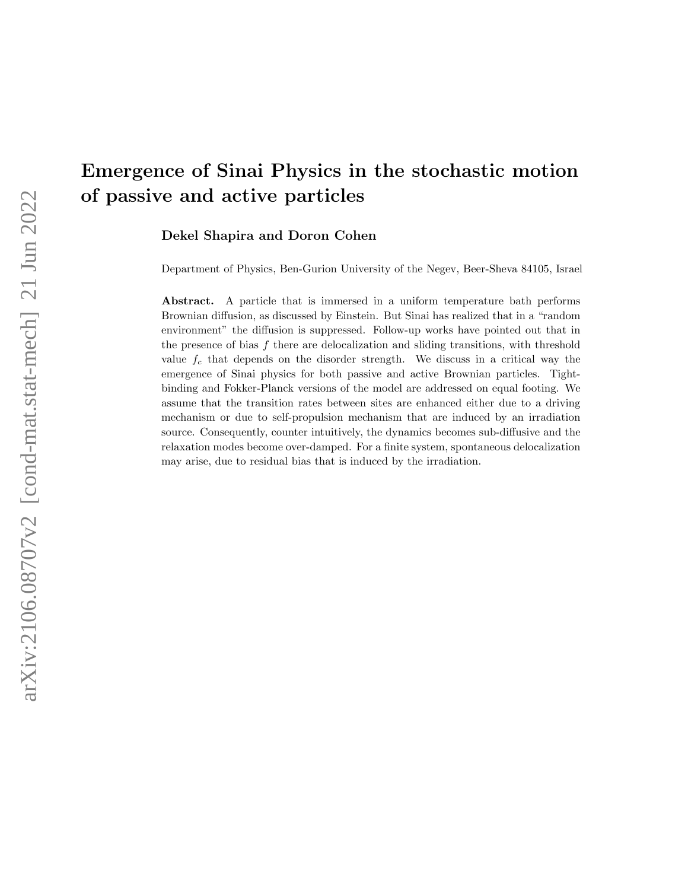# Emergence of Sinai Physics in the stochastic motion of passive and active particles

**Dekel Shapira and Doron Cohen**

Department of Physics, Ben-Gurion University of the Negev, Beer-Sheva 84105, Israel

**Abstract.** A particle that is immersed in a uniform temperature bath performs Brownian diffusion, as discussed by Einstein. But Sinai has realized that in a "random environment" the diffusion is suppressed. Follow-up works have pointed out that in the presence of bias $f$ there are delocalization and sliding transitions, with threshold value $f_c$ that depends on the disorder strength. We discuss in a critical way the emergence of Sinai physics for both passive and active Brownian particles. Tight-binding and Fokker-Planck versions of the model are addressed on equal footing. We assume that the transition rates between sites are enhanced either due to a driving mechanism or due to self-propulsion mechanism that are induced by an irradiation source. Consequently, counter intuitively, the dynamics becomes sub-diffusive and the relaxation modes become over-damped. For a finite system, spontaneous delocalization may arise, due to residual bias that is induced by the irradiation.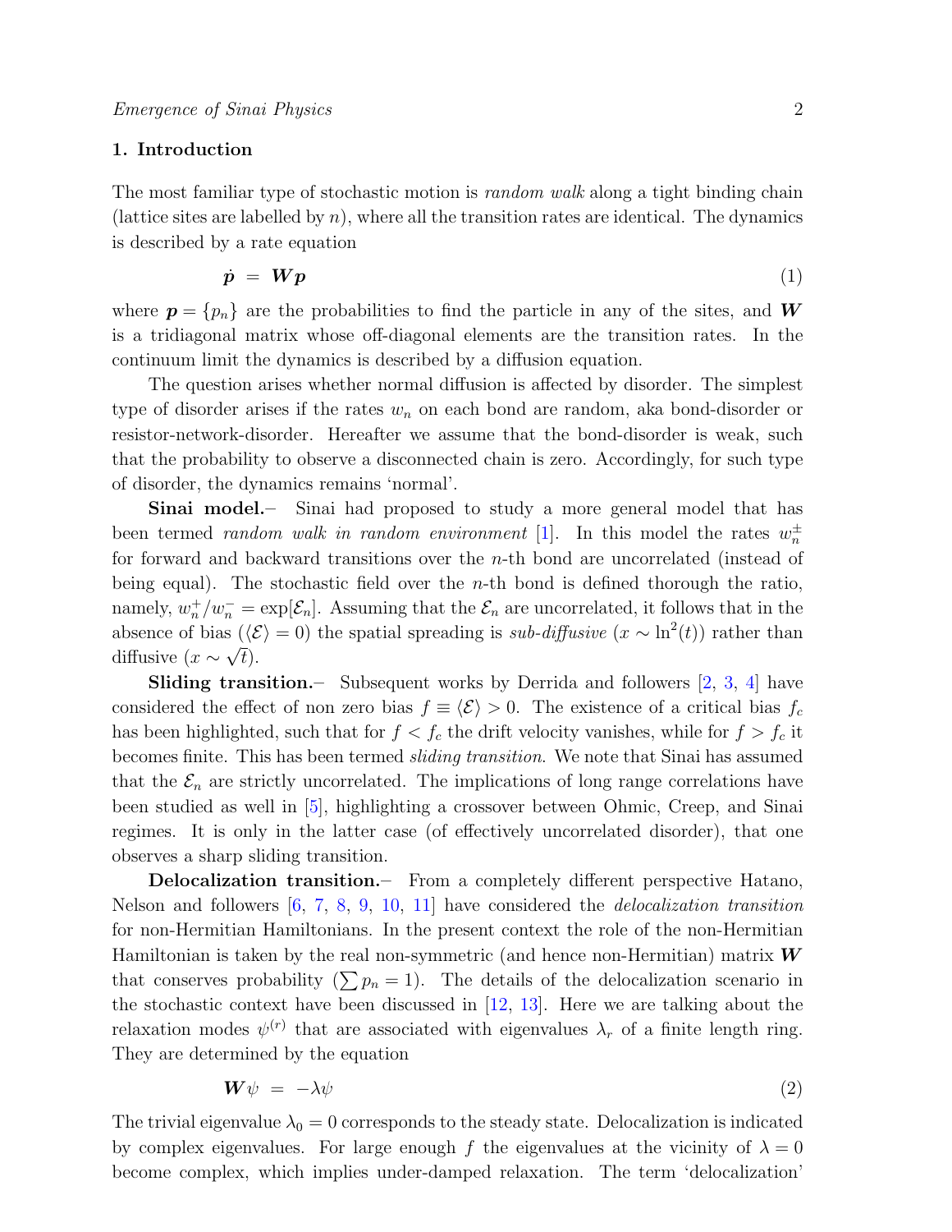## 1. Introduction

The most familiar type of stochastic motion is *random walk* along a tight binding chain (lattice sites are labelled by $n$), where all the transition rates are identical. The dynamics is described by a rate equation

$$\dot{\boldsymbol{p}} \ = \ \boldsymbol{W}\boldsymbol{p} \tag{1}$$

where $\boldsymbol{p} = \{p_n\}$ are the probabilities to find the particle in any of the sites, and $\boldsymbol{W}$ is a tridiagonal matrix whose off-diagonal elements are the transition rates. In the continuum limit the dynamics is described by a diffusion equation.

The question arises whether normal diffusion is affected by disorder. The simplest type of disorder arises if the rates $w_n$ on each bond are random, aka bond-disorder or resistor-network-disorder. Hereafter we assume that the bond-disorder is weak, such that the probability to observe a disconnected chain is zero. Accordingly, for such type of disorder, the dynamics remains 'normal'.

**Sinai model.–** Sinai had proposed to study a more general model that has been termed *random walk in random environment* [1]. In this model the rates $w_n^{\pm}$ for forward and backward transitions over the $n$-th bond are uncorrelated (instead of being equal). The stochastic field over the $n$-th bond is defined thorough the ratio, namely, $w_n^+/w_n^- = \exp[\mathcal{E}_n]$. Assuming that the $\mathcal{E}_n$ are uncorrelated, it follows that in the absence of bias ($\langle\mathcal{E}\rangle = 0$) the spatial spreading is *sub-diffusive* ($x \sim \ln^2(t)$) rather than diffusive ($x \sim \sqrt{t}$).

**Sliding transition.–** Subsequent works by Derrida and followers [2, 3, 4] have considered the effect of non zero bias $f \equiv \langle\mathcal{E}\rangle > 0$. The existence of a critical bias $f_c$ has been highlighted, such that for $f < f_c$ the drift velocity vanishes, while for $f > f_c$ it becomes finite. This has been termed *sliding transition*. We note that Sinai has assumed that the $\mathcal{E}_n$ are strictly uncorrelated. The implications of long range correlations have been studied as well in [5], highlighting a crossover between Ohmic, Creep, and Sinai regimes. It is only in the latter case (of effectively uncorrelated disorder), that one observes a sharp sliding transition.

**Delocalization transition.–** From a completely different perspective Hatano, Nelson and followers [6, 7, 8, 9, 10, 11] have considered the *delocalization transition* for non-Hermitian Hamiltonians. In the present context the role of the non-Hermitian Hamiltonian is taken by the real non-symmetric (and hence non-Hermitian) matrix $\boldsymbol{W}$ that conserves probability ($\sum p_n = 1$). The details of the delocalization scenario in the stochastic context have been discussed in [12, 13]. Here we are talking about the relaxation modes $\psi^{(r)}$ that are associated with eigenvalues $\lambda_r$ of a finite length ring. They are determined by the equation

$$\boldsymbol{W}\psi \ = \ -\lambda\psi \tag{2}$$

The trivial eigenvalue $\lambda_0 = 0$ corresponds to the steady state. Delocalization is indicated by complex eigenvalues. For large enough $f$ the eigenvalues at the vicinity of $\lambda = 0$ become complex, which implies under-damped relaxation. The term 'delocalization'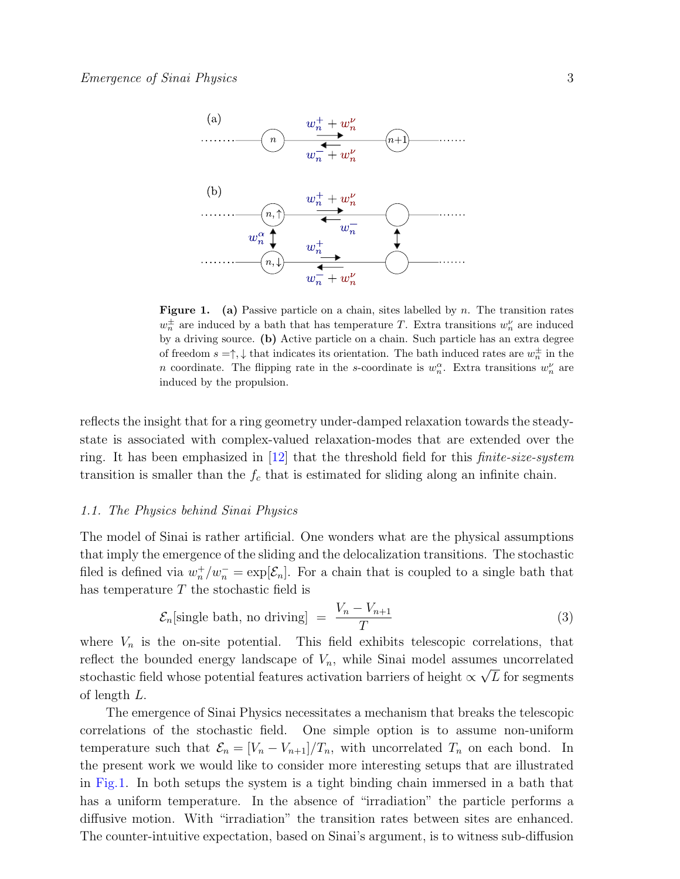**Figure 1.** **(a)** Passive particle on a chain, sites labelled by $n$. The transition rates $w_n^{\pm}$ are induced by a bath that has temperature $T$. Extra transitions $w_n^{\nu}$ are induced by a driving source. **(b)** Active particle on a chain. Such particle has an extra degree of freedom $s = \uparrow, \downarrow$ that indicates its orientation. The bath induced rates are $w_n^{\pm}$ in the $n$ coordinate. The flipping rate in the $s$-coordinate is $w_n^{\alpha}$. Extra transitions $w_n^{\nu}$ are induced by the propulsion.

reflects the insight that for a ring geometry under-damped relaxation towards the steady-state is associated with complex-valued relaxation-modes that are extended over the ring. It has been emphasized in [12] that the threshold field for this *finite-size-system* transition is smaller than the $f_c$ that is estimated for sliding along an infinite chain.

### 1.1. The Physics behind Sinai Physics

The model of Sinai is rather artificial. One wonders what are the physical assumptions that imply the emergence of the sliding and the delocalization transitions. The stochastic filed is defined via $w_n^+/w_n^- = \exp[\mathcal{E}_n]$. For a chain that is coupled to a single bath that has temperature $T$ the stochastic field is

$$\mathcal{E}_n[\text{single bath, no driving}] \;=\; \frac{V_n - V_{n+1}}{T} \tag{3}$$

where $V_n$ is the on-site potential. This field exhibits telescopic correlations, that reflect the bounded energy landscape of $V_n$, while Sinai model assumes uncorrelated stochastic field whose potential features activation barriers of height $\propto \sqrt{L}$ for segments of length $L$.

The emergence of Sinai Physics necessitates a mechanism that breaks the telescopic correlations of the stochastic field. One simple option is to assume non-uniform temperature such that $\mathcal{E}_n = [V_n - V_{n+1}]/T_n$, with uncorrelated $T_n$ on each bond. In the present work we would like to consider more interesting setups that are illustrated in Fig.1. In both setups the system is a tight binding chain immersed in a bath that has a uniform temperature. In the absence of "irradiation" the particle performs a diffusive motion. With "irradiation" the transition rates between sites are enhanced. The counter-intuitive expectation, based on Sinai's argument, is to witness sub-diffusion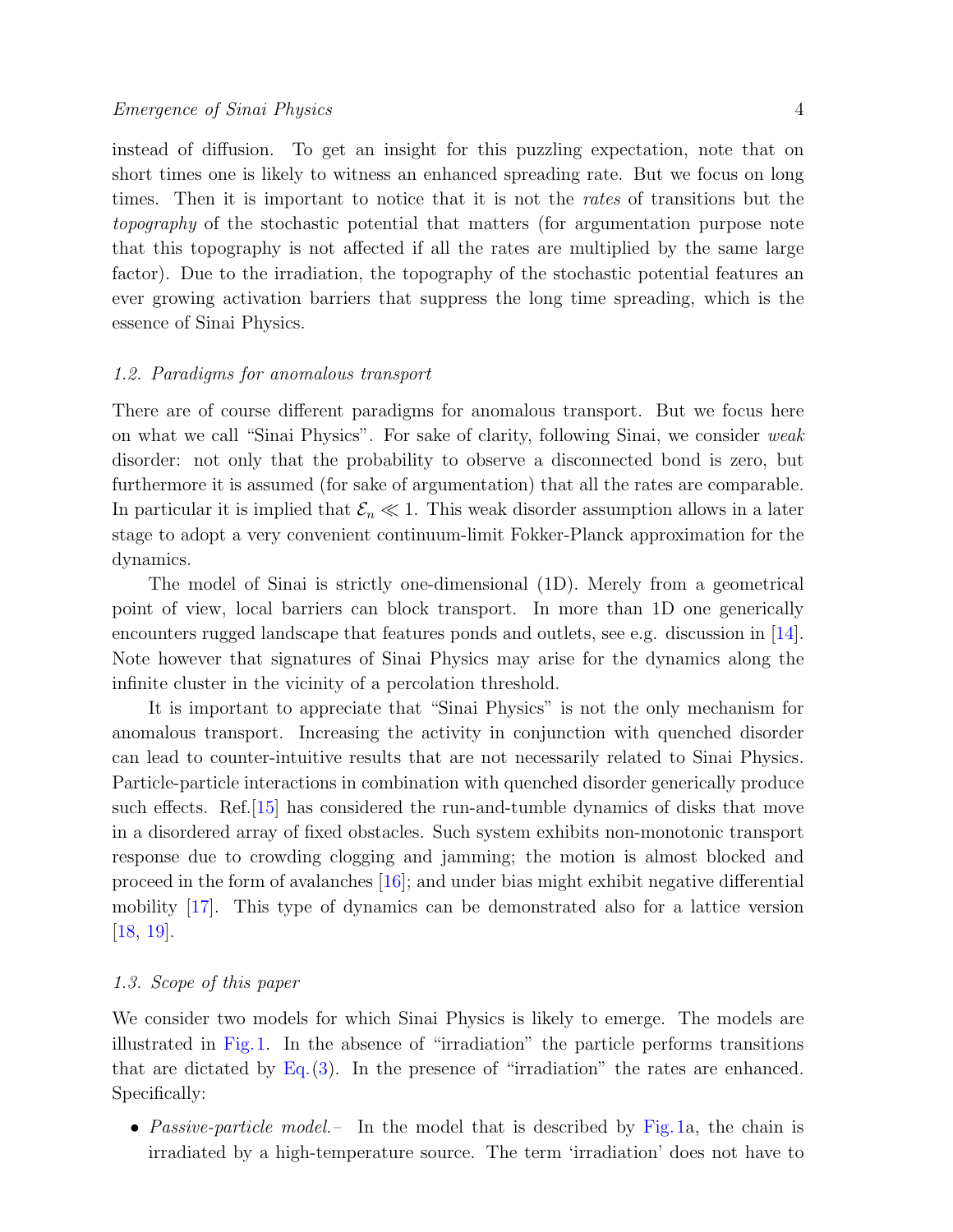instead of diffusion. To get an insight for this puzzling expectation, note that on short times one is likely to witness an enhanced spreading rate. But we focus on long times. Then it is important to notice that it is not the *rates* of transitions but the *topography* of the stochastic potential that matters (for argumentation purpose note that this topography is not affected if all the rates are multiplied by the same large factor). Due to the irradiation, the topography of the stochastic potential features an ever growing activation barriers that suppress the long time spreading, which is the essence of Sinai Physics.

### *1.2. Paradigms for anomalous transport*

There are of course different paradigms for anomalous transport. But we focus here on what we call "Sinai Physics". For sake of clarity, following Sinai, we consider *weak* disorder: not only that the probability to observe a disconnected bond is zero, but furthermore it is assumed (for sake of argumentation) that all the rates are comparable. In particular it is implied that $\mathcal{E}_n \ll 1$. This weak disorder assumption allows in a later stage to adopt a very convenient continuum-limit Fokker-Planck approximation for the dynamics.

The model of Sinai is strictly one-dimensional (1D). Merely from a geometrical point of view, local barriers can block transport. In more than 1D one generically encounters rugged landscape that features ponds and outlets, see e.g. discussion in [14]. Note however that signatures of Sinai Physics may arise for the dynamics along the infinite cluster in the vicinity of a percolation threshold.

It is important to appreciate that "Sinai Physics" is not the only mechanism for anomalous transport. Increasing the activity in conjunction with quenched disorder can lead to counter-intuitive results that are not necessarily related to Sinai Physics. Particle-particle interactions in combination with quenched disorder generically produce such effects. Ref.[15] has considered the run-and-tumble dynamics of disks that move in a disordered array of fixed obstacles. Such system exhibits non-monotonic transport response due to crowding clogging and jamming; the motion is almost blocked and proceed in the form of avalanches [16]; and under bias might exhibit negative differential mobility [17]. This type of dynamics can be demonstrated also for a lattice version [18, 19].

### *1.3. Scope of this paper*

We consider two models for which Sinai Physics is likely to emerge. The models are illustrated in Fig.1. In the absence of "irradiation" the particle performs transitions that are dictated by Eq.(3). In the presence of "irradiation" the rates are enhanced. Specifically:

- *Passive-particle model.–* In the model that is described by Fig.1a, the chain is irradiated by a high-temperature source. The term 'irradiation' does not have to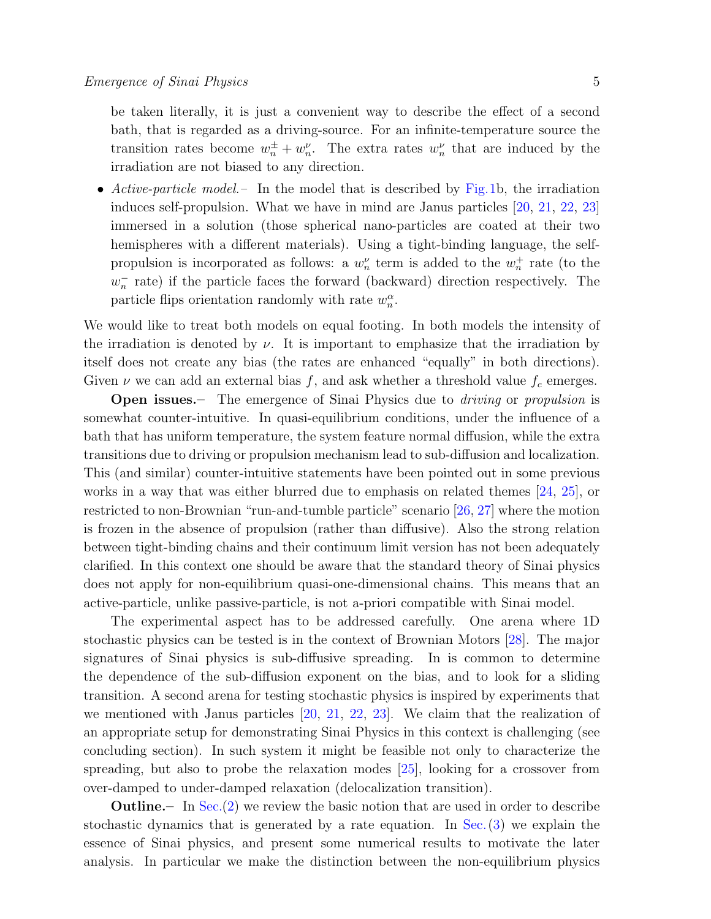be taken literally, it is just a convenient way to describe the effect of a second bath, that is regarded as a driving-source. For an infinite-temperature source the transition rates become $w_n^{\pm} + w_n^{\nu}$. The extra rates $w_n^{\nu}$ that are induced by the irradiation are not biased to any direction.

- *Active-particle model.–* In the model that is described by Fig.1b, the irradiation induces self-propulsion. What we have in mind are Janus particles [20, 21, 22, 23] immersed in a solution (those spherical nano-particles are coated at their two hemispheres with a different materials). Using a tight-binding language, the self-propulsion is incorporated as follows: a $w_n^{\nu}$ term is added to the $w_n^{+}$ rate (to the $w_n^{-}$ rate) if the particle faces the forward (backward) direction respectively. The particle flips orientation randomly with rate $w_n^{\alpha}$.

We would like to treat both models on equal footing. In both models the intensity of the irradiation is denoted by $\nu$. It is important to emphasize that the irradiation by itself does not create any bias (the rates are enhanced "equally" in both directions). Given $\nu$ we can add an external bias $f$, and ask whether a threshold value $f_c$ emerges.

**Open issues.–** The emergence of Sinai Physics due to *driving* or *propulsion* is somewhat counter-intuitive. In quasi-equilibrium conditions, under the influence of a bath that has uniform temperature, the system feature normal diffusion, while the extra transitions due to driving or propulsion mechanism lead to sub-diffusion and localization. This (and similar) counter-intuitive statements have been pointed out in some previous works in a way that was either blurred due to emphasis on related themes [24, 25], or restricted to non-Brownian "run-and-tumble particle" scenario [26, 27] where the motion is frozen in the absence of propulsion (rather than diffusive). Also the strong relation between tight-binding chains and their continuum limit version has not been adequately clarified. In this context one should be aware that the standard theory of Sinai physics does not apply for non-equilibrium quasi-one-dimensional chains. This means that an active-particle, unlike passive-particle, is not a-priori compatible with Sinai model.

The experimental aspect has to be addressed carefully. One arena where 1D stochastic physics can be tested is in the context of Brownian Motors [28]. The major signatures of Sinai physics is sub-diffusive spreading. In is common to determine the dependence of the sub-diffusion exponent on the bias, and to look for a sliding transition. A second arena for testing stochastic physics is inspired by experiments that we mentioned with Janus particles [20, 21, 22, 23]. We claim that the realization of an appropriate setup for demonstrating Sinai Physics in this context is challenging (see concluding section). In such system it might be feasible not only to characterize the spreading, but also to probe the relaxation modes [25], looking for a crossover from over-damped to under-damped relaxation (delocalization transition).

**Outline.–** In Sec.(2) we review the basic notion that are used in order to describe stochastic dynamics that is generated by a rate equation. In Sec.(3) we explain the essence of Sinai physics, and present some numerical results to motivate the later analysis. In particular we make the distinction between the non-equilibrium physics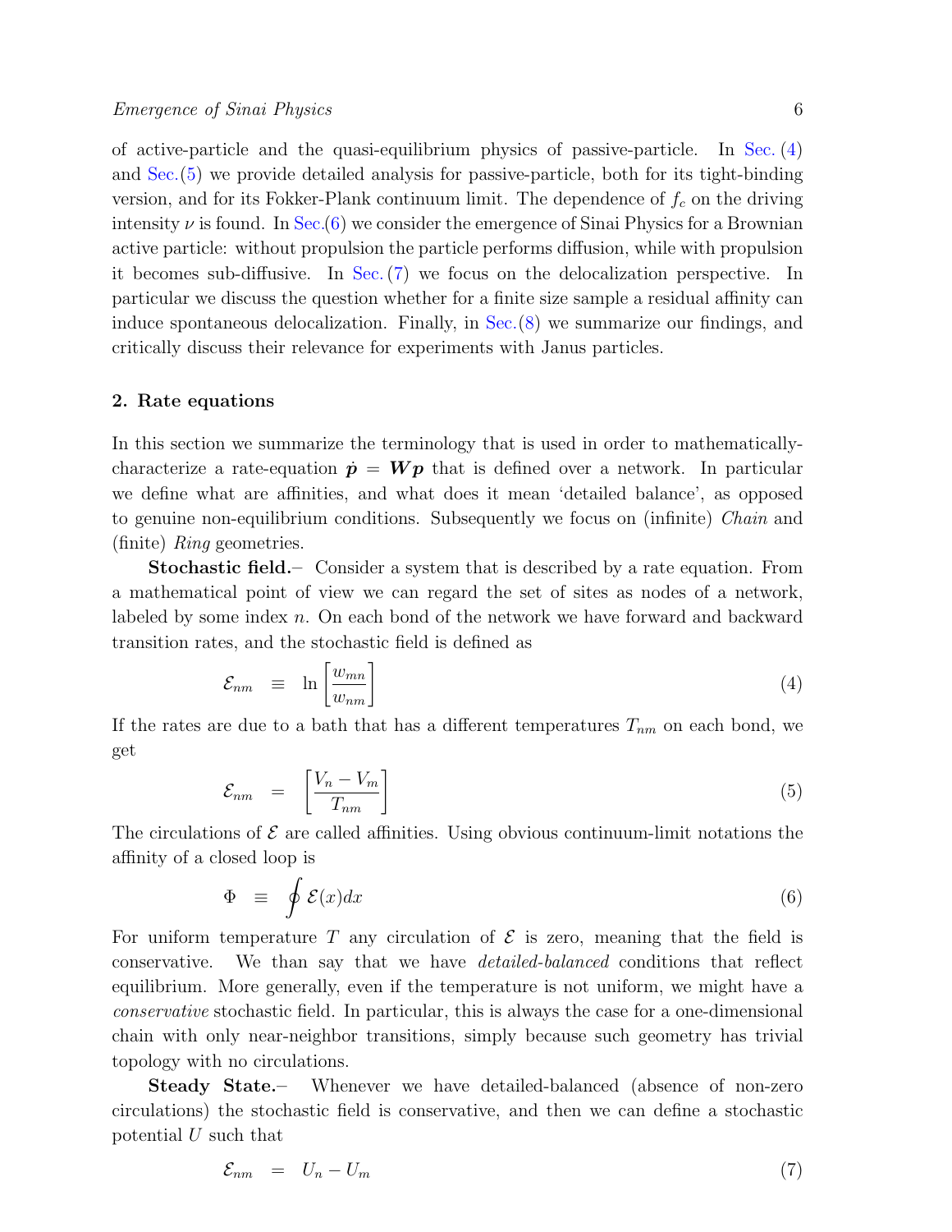of active-particle and the quasi-equilibrium physics of passive-particle. In Sec. (4) and Sec.(5) we provide detailed analysis for passive-particle, both for its tight-binding version, and for its Fokker-Plank continuum limit. The dependence of $f_c$ on the driving intensity $\nu$ is found. In Sec.(6) we consider the emergence of Sinai Physics for a Brownian active particle: without propulsion the particle performs diffusion, while with propulsion it becomes sub-diffusive. In Sec. (7) we focus on the delocalization perspective. In particular we discuss the question whether for a finite size sample a residual affinity can induce spontaneous delocalization. Finally, in Sec.(8) we summarize our findings, and critically discuss their relevance for experiments with Janus particles.

## 2. Rate equations

In this section we summarize the terminology that is used in order to mathematically-characterize a rate-equation $\dot{\boldsymbol{p}} = \boldsymbol{W}\boldsymbol{p}$ that is defined over a network. In particular we define what are affinities, and what does it mean 'detailed balance', as opposed to genuine non-equilibrium conditions. Subsequently we focus on (infinite) *Chain* and (finite) *Ring* geometries.

**Stochastic field.**– Consider a system that is described by a rate equation. From a mathematical point of view we can regard the set of sites as nodes of a network, labeled by some index $n$. On each bond of the network we have forward and backward transition rates, and the stochastic field is defined as

$$\mathcal{E}_{nm} \equiv \ln\left[\frac{w_{mn}}{w_{nm}}\right] \tag{4}$$

If the rates are due to a bath that has a different temperatures $T_{nm}$ on each bond, we get

$$\mathcal{E}_{nm} = \left[\frac{V_n - V_m}{T_{nm}}\right] \tag{5}$$

The circulations of $\mathcal{E}$ are called affinities. Using obvious continuum-limit notations the affinity of a closed loop is

$$\Phi \equiv \oint \mathcal{E}(x)dx \tag{6}$$

For uniform temperature $T$ any circulation of $\mathcal{E}$ is zero, meaning that the field is conservative. We than say that we have *detailed-balanced* conditions that reflect equilibrium. More generally, even if the temperature is not uniform, we might have a *conservative* stochastic field. In particular, this is always the case for a one-dimensional chain with only near-neighbor transitions, simply because such geometry has trivial topology with no circulations.

**Steady State.**– Whenever we have detailed-balanced (absence of non-zero circulations) the stochastic field is conservative, and then we can define a stochastic potential $U$ such that

$$\mathcal{E}_{nm} = U_n - U_m \tag{7}$$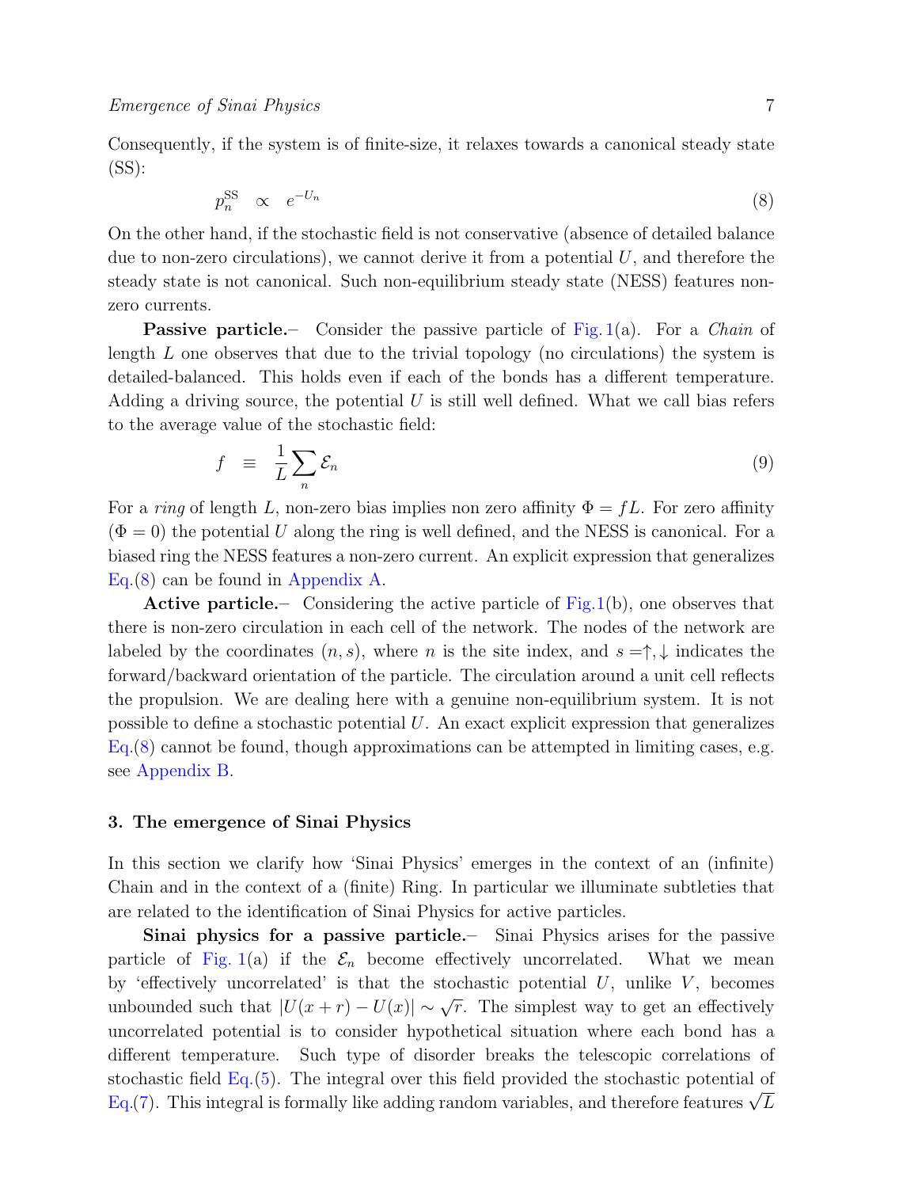Consequently, if the system is of finite-size, it relaxes towards a canonical steady state (SS):

$$p_n^{\text{SS}} \quad \propto \quad e^{-U_n} \tag{8}$$

On the other hand, if the stochastic field is not conservative (absence of detailed balance due to non-zero circulations), we cannot derive it from a potential $U$, and therefore the steady state is not canonical. Such non-equilibrium steady state (NESS) features non-zero currents.

**Passive particle.**– Consider the passive particle of Fig. 1(a). For a *Chain* of length $L$ one observes that due to the trivial topology (no circulations) the system is detailed-balanced. This holds even if each of the bonds has a different temperature. Adding a driving source, the potential $U$ is still well defined. What we call bias refers to the average value of the stochastic field:

$$f \quad \equiv \quad \frac{1}{L}\sum_n \mathcal{E}_n \tag{9}$$

For a *ring* of length $L$, non-zero bias implies non zero affinity $\Phi = fL$. For zero affinity ($\Phi = 0$) the potential $U$ along the ring is well defined, and the NESS is canonical. For a biased ring the NESS features a non-zero current. An explicit expression that generalizes Eq.(8) can be found in Appendix A.

**Active particle.**– Considering the active particle of Fig.1(b), one observes that there is non-zero circulation in each cell of the network. The nodes of the network are labeled by the coordinates $(n, s)$, where $n$ is the site index, and $s = \uparrow, \downarrow$ indicates the forward/backward orientation of the particle. The circulation around a unit cell reflects the propulsion. We are dealing here with a genuine non-equilibrium system. It is not possible to define a stochastic potential $U$. An exact explicit expression that generalizes Eq.(8) cannot be found, though approximations can be attempted in limiting cases, e.g. see Appendix B.

## 3. The emergence of Sinai Physics

In this section we clarify how 'Sinai Physics' emerges in the context of an (infinite) Chain and in the context of a (finite) Ring. In particular we illuminate subtleties that are related to the identification of Sinai Physics for active particles.

**Sinai physics for a passive particle.**– Sinai Physics arises for the passive particle of Fig. 1(a) if the $\mathcal{E}_n$ become effectively uncorrelated. What we mean by 'effectively uncorrelated' is that the stochastic potential $U$, unlike $V$, becomes unbounded such that $|U(x+r) - U(x)| \sim \sqrt{r}$. The simplest way to get an effectively uncorrelated potential is to consider hypothetical situation where each bond has a different temperature. Such type of disorder breaks the telescopic correlations of stochastic field Eq.(5). The integral over this field provided the stochastic potential of Eq.(7). This integral is formally like adding random variables, and therefore features $\sqrt{L}$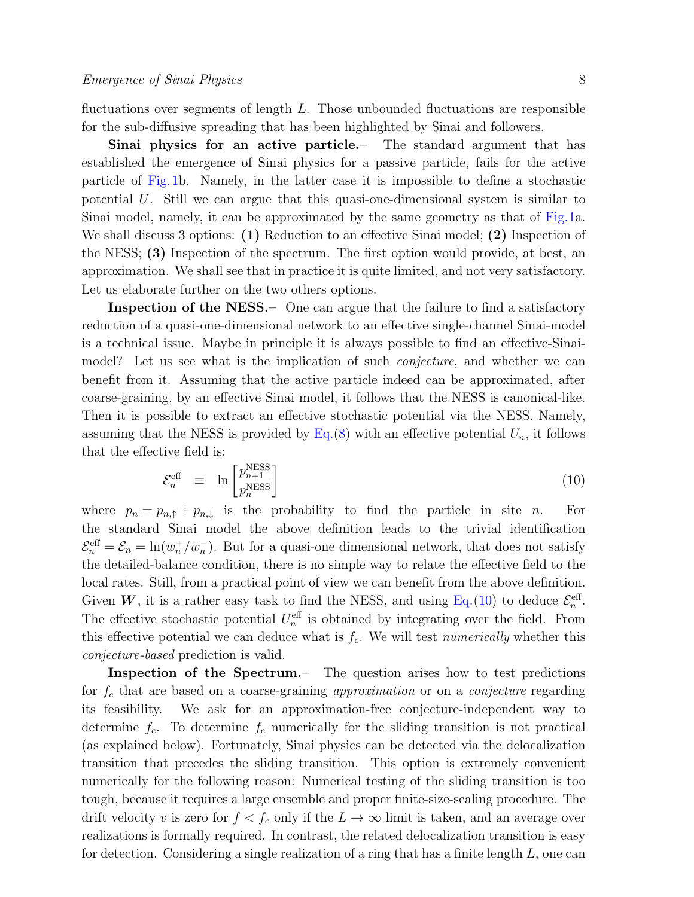fluctuations over segments of length $L$. Those unbounded fluctuations are responsible for the sub-diffusive spreading that has been highlighted by Sinai and followers.

**Sinai physics for an active particle.**– The standard argument that has established the emergence of Sinai physics for a passive particle, fails for the active particle of Fig. 1b. Namely, in the latter case it is impossible to define a stochastic potential $U$. Still we can argue that this quasi-one-dimensional system is similar to Sinai model, namely, it can be approximated by the same geometry as that of Fig.1a. We shall discuss 3 options: **(1)** Reduction to an effective Sinai model; **(2)** Inspection of the NESS; **(3)** Inspection of the spectrum. The first option would provide, at best, an approximation. We shall see that in practice it is quite limited, and not very satisfactory. Let us elaborate further on the two others options.

**Inspection of the NESS.**– One can argue that the failure to find a satisfactory reduction of a quasi-one-dimensional network to an effective single-channel Sinai-model is a technical issue. Maybe in principle it is always possible to find an effective-Sinai-model? Let us see what is the implication of such *conjecture*, and whether we can benefit from it. Assuming that the active particle indeed can be approximated, after coarse-graining, by an effective Sinai model, it follows that the NESS is canonical-like. Then it is possible to extract an effective stochastic potential via the NESS. Namely, assuming that the NESS is provided by Eq.(8) with an effective potential $U_n$, it follows that the effective field is:

$$\mathcal{E}_n^{\text{eff}} \quad \equiv \quad \ln\left[\frac{p_{n+1}^{\text{NESS}}}{p_n^{\text{NESS}}}\right] \tag{10}$$

where $p_n = p_{n,\uparrow} + p_{n,\downarrow}$ is the probability to find the particle in site $n$. For the standard Sinai model the above definition leads to the trivial identification $\mathcal{E}_n^{\text{eff}} = \mathcal{E}_n = \ln(w_n^+/w_n^-)$. But for a quasi-one dimensional network, that does not satisfy the detailed-balance condition, there is no simple way to relate the effective field to the local rates. Still, from a practical point of view we can benefit from the above definition. Given $\boldsymbol{W}$, it is a rather easy task to find the NESS, and using Eq.(10) to deduce $\mathcal{E}_n^{\text{eff}}$. The effective stochastic potential $U_n^{\text{eff}}$ is obtained by integrating over the field. From this effective potential we can deduce what is $f_c$. We will test *numerically* whether this *conjecture-based* prediction is valid.

**Inspection of the Spectrum.**– The question arises how to test predictions for $f_c$ that are based on a coarse-graining *approximation* or on a *conjecture* regarding its feasibility. We ask for an approximation-free conjecture-independent way to determine $f_c$. To determine $f_c$ numerically for the sliding transition is not practical (as explained below). Fortunately, Sinai physics can be detected via the delocalization transition that precedes the sliding transition. This option is extremely convenient numerically for the following reason: Numerical testing of the sliding transition is too tough, because it requires a large ensemble and proper finite-size-scaling procedure. The drift velocity $v$ is zero for $f < f_c$ only if the $L \to \infty$ limit is taken, and an average over realizations is formally required. In contrast, the related delocalization transition is easy for detection. Considering a single realization of a ring that has a finite length $L$, one can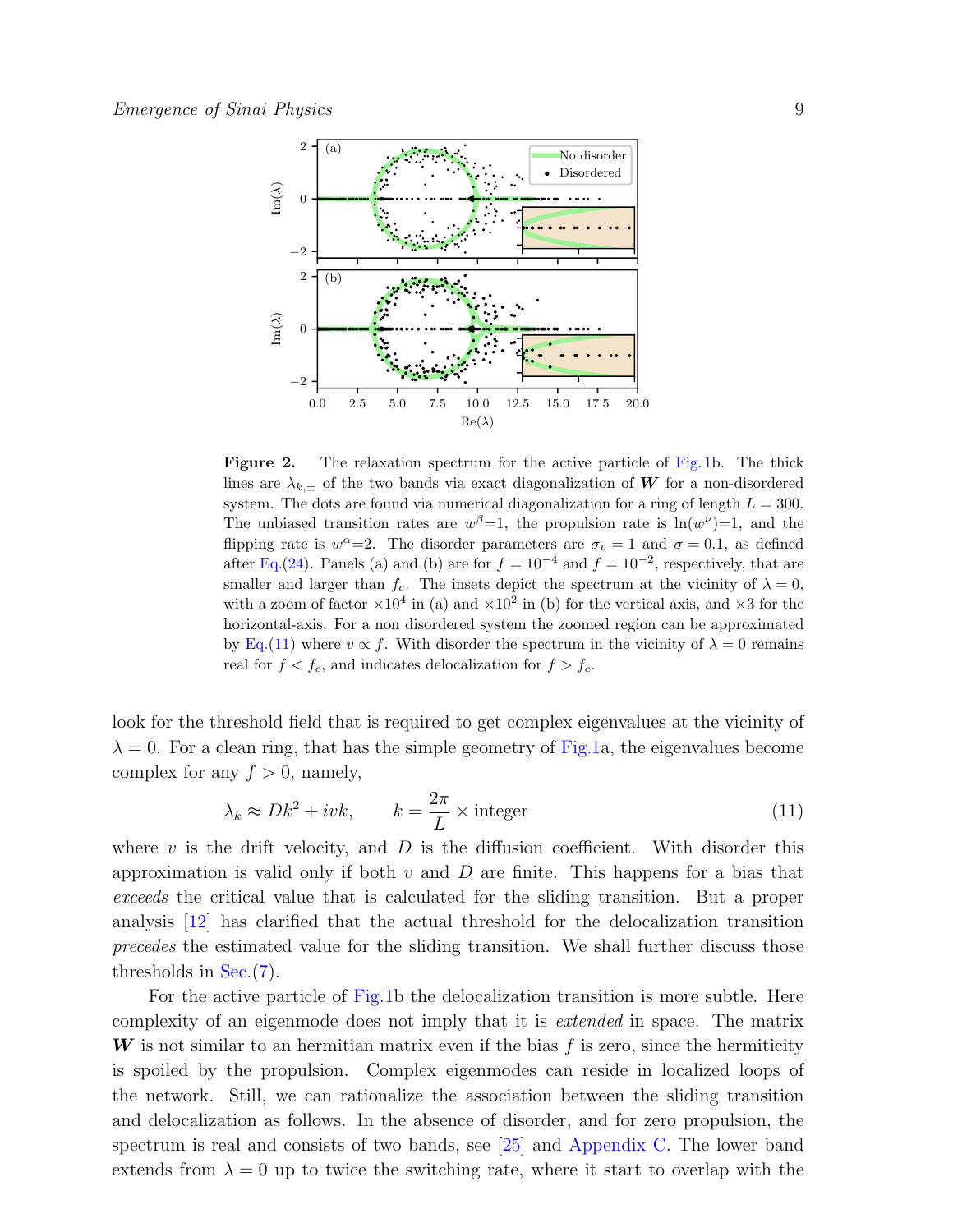**Figure 2.** The relaxation spectrum for the active particle of Fig.1b. The thick lines are $\lambda_{k,\pm}$ of the two bands via exact diagonalization of $\boldsymbol{W}$ for a non-disordered system. The dots are found via numerical diagonalization for a ring of length $L = 300$. The unbiased transition rates are $w^{\beta}$=1, the propulsion rate is $\ln(w^{\nu})$=1, and the flipping rate is $w^{\alpha}$=2. The disorder parameters are $\sigma_v = 1$ and $\sigma = 0.1$, as defined after Eq.(24). Panels (a) and (b) are for $f = 10^{-4}$ and $f = 10^{-2}$, respectively, that are smaller and larger than $f_c$. The insets depict the spectrum at the vicinity of $\lambda = 0$, with a zoom of factor $\times 10^4$ in (a) and $\times 10^2$ in (b) for the vertical axis, and $\times 3$ for the horizontal-axis. For a non disordered system the zoomed region can be approximated by Eq.(11) where $v \propto f$. With disorder the spectrum in the vicinity of $\lambda = 0$ remains real for $f < f_c$, and indicates delocalization for $f > f_c$.

look for the threshold field that is required to get complex eigenvalues at the vicinity of $\lambda = 0$. For a clean ring, that has the simple geometry of Fig.1a, the eigenvalues become complex for any $f > 0$, namely,

$$\lambda_k \approx Dk^2 + ivk, \qquad k = \frac{2\pi}{L} \times \text{integer} \tag{11}$$

where $v$ is the drift velocity, and $D$ is the diffusion coefficient. With disorder this approximation is valid only if both $v$ and $D$ are finite. This happens for a bias that *exceeds* the critical value that is calculated for the sliding transition. But a proper analysis [12] has clarified that the actual threshold for the delocalization transition *precedes* the estimated value for the sliding transition. We shall further discuss those thresholds in Sec.(7).

For the active particle of Fig.1b the delocalization transition is more subtle. Here complexity of an eigenmode does not imply that it is *extended* in space. The matrix $\boldsymbol{W}$ is not similar to an hermitian matrix even if the bias $f$ is zero, since the hermiticity is spoiled by the propulsion. Complex eigenmodes can reside in localized loops of the network. Still, we can rationalize the association between the sliding transition and delocalization as follows. In the absence of disorder, and for zero propulsion, the spectrum is real and consists of two bands, see [25] and Appendix C. The lower band extends from $\lambda = 0$ up to twice the switching rate, where it start to overlap with the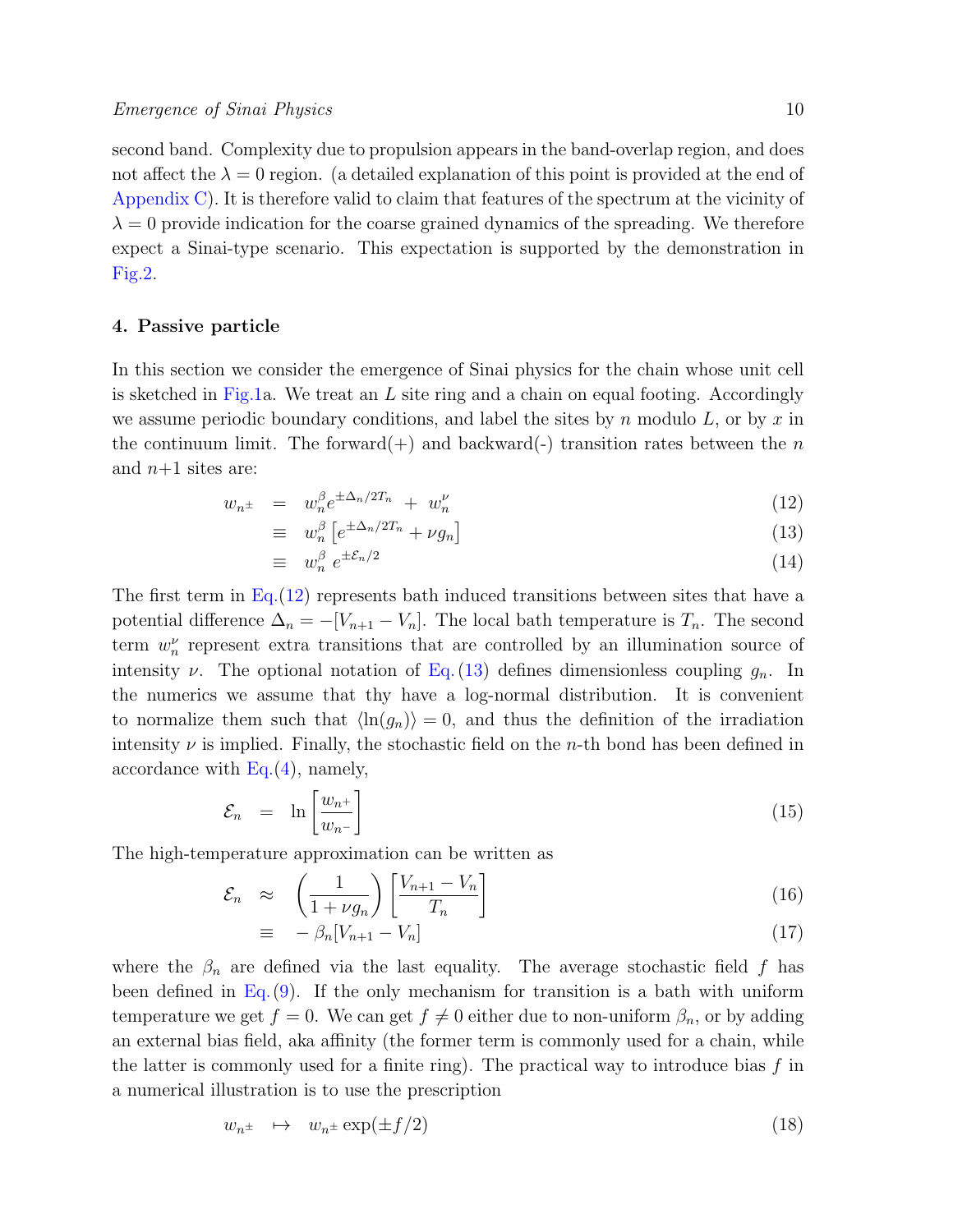second band. Complexity due to propulsion appears in the band-overlap region, and does not affect the $\lambda = 0$ region. (a detailed explanation of this point is provided at the end of Appendix C). It is therefore valid to claim that features of the spectrum at the vicinity of $\lambda = 0$ provide indication for the coarse grained dynamics of the spreading. We therefore expect a Sinai-type scenario. This expectation is supported by the demonstration in Fig.2.

## 4. Passive particle

In this section we consider the emergence of Sinai physics for the chain whose unit cell is sketched in Fig.1a. We treat an $L$ site ring and a chain on equal footing. Accordingly we assume periodic boundary conditions, and label the sites by $n$ modulo $L$, or by $x$ in the continuum limit. The forward(+) and backward(-) transition rates between the $n$ and $n$+1 sites are:

$$
\begin{aligned}
w_{n^\pm} &= w_n^\beta e^{\pm\Delta_n/2T_n} + w_n^\nu && (12)\\
&\equiv w_n^\beta \left[e^{\pm\Delta_n/2T_n} + \nu g_n\right] && (13)\\
&\equiv w_n^\beta \, e^{\pm\mathcal{E}_n/2} && (14)
\end{aligned}
$$

The first term in Eq.(12) represents bath induced transitions between sites that have a potential difference $\Delta_n = -[V_{n+1} - V_n]$. The local bath temperature is $T_n$. The second term $w_n^\nu$ represent extra transitions that are controlled by an illumination source of intensity $\nu$. The optional notation of Eq.(13) defines dimensionless coupling $g_n$. In the numerics we assume that thy have a log-normal distribution. It is convenient to normalize them such that $\langle \ln(g_n)\rangle = 0$, and thus the definition of the irradiation intensity $\nu$ is implied. Finally, the stochastic field on the $n$-th bond has been defined in accordance with Eq.(4), namely,

$$
\mathcal{E}_n = \ln\left[\frac{w_{n^+}}{w_{n^-}}\right] \qquad (15)
$$

The high-temperature approximation can be written as

$$
\begin{aligned}
\mathcal{E}_n &\approx \left(\frac{1}{1+\nu g_n}\right)\left[\frac{V_{n+1}-V_n}{T_n}\right] && (16)\\
&\equiv -\beta_n[V_{n+1}-V_n] && (17)
\end{aligned}
$$

where the $\beta_n$ are defined via the last equality. The average stochastic field $f$ has been defined in Eq.(9). If the only mechanism for transition is a bath with uniform temperature we get $f = 0$. We can get $f \neq 0$ either due to non-uniform $\beta_n$, or by adding an external bias field, aka affinity (the former term is commonly used for a chain, while the latter is commonly used for a finite ring). The practical way to introduce bias $f$ in a numerical illustration is to use the prescription

$$
w_{n^\pm} \mapsto w_{n^\pm}\exp(\pm f/2) \qquad (18)
$$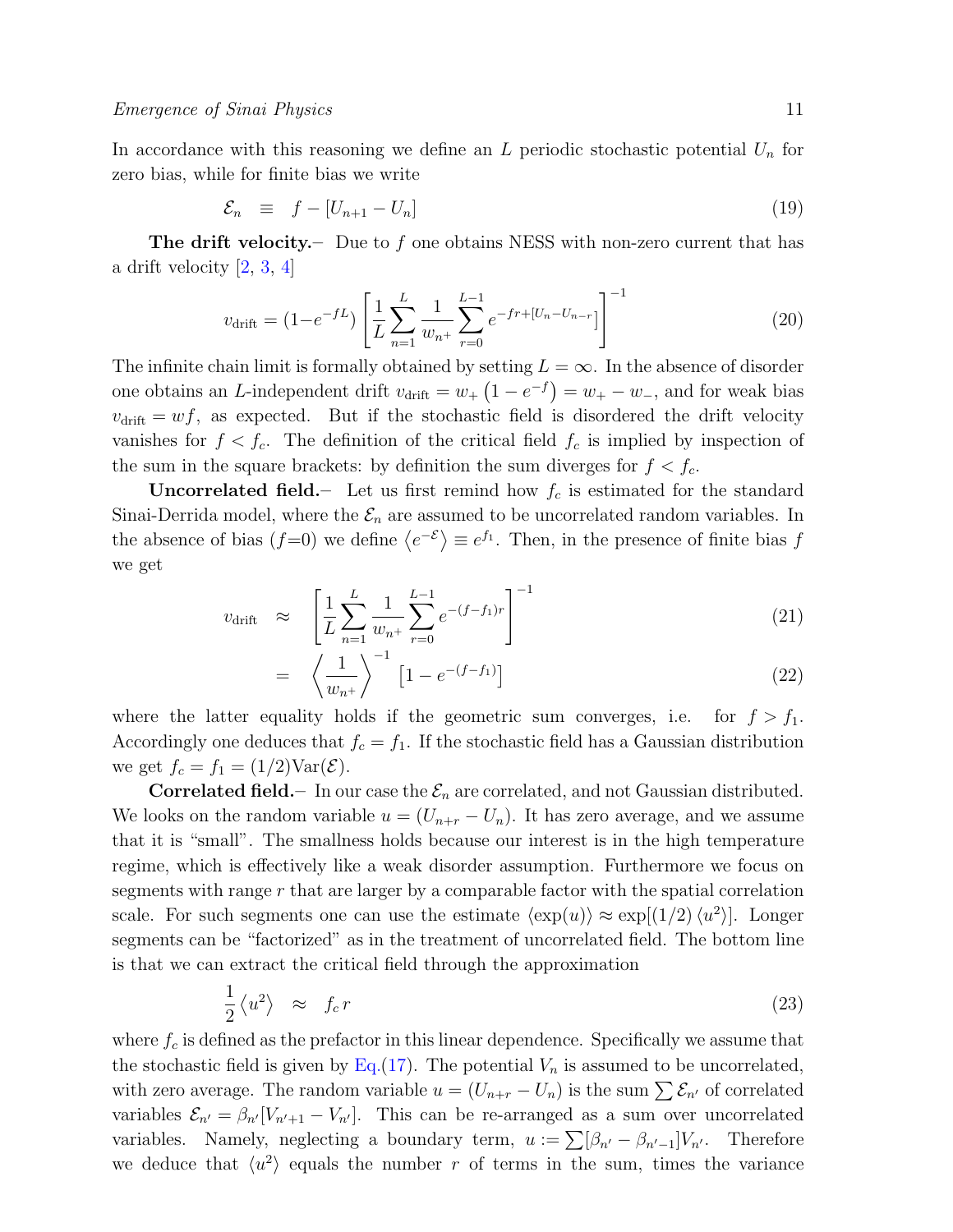In accordance with this reasoning we define an $L$ periodic stochastic potential $U_n$ for zero bias, while for finite bias we write

$$\mathcal{E}_n \quad \equiv \quad f - [U_{n+1} - U_n] \tag{19}$$

**The drift velocity.**– Due to $f$ one obtains NESS with non-zero current that has a drift velocity [2, 3, 4]

$$v_{\text{drift}} = (1-e^{-fL}) \left[ \frac{1}{L} \sum_{n=1}^{L} \frac{1}{w_{n^+}} \sum_{r=0}^{L-1} e^{-fr+[U_n - U_{n-r}]} \right]^{-1} \tag{20}$$

The infinite chain limit is formally obtained by setting $L = \infty$. In the absence of disorder one obtains an $L$-independent drift $v_{\text{drift}} = w_+ \left(1 - e^{-f}\right) = w_+ - w_-$, and for weak bias $v_{\text{drift}} = wf$, as expected. But if the stochastic field is disordered the drift velocity vanishes for $f < f_c$. The definition of the critical field $f_c$ is implied by inspection of the sum in the square brackets: by definition the sum diverges for $f < f_c$.

**Uncorrelated field.**– Let us first remind how $f_c$ is estimated for the standard Sinai-Derrida model, where the $\mathcal{E}_n$ are assumed to be uncorrelated random variables. In the absence of bias ($f$=0) we define $\left\langle e^{-\mathcal{E}} \right\rangle \equiv e^{f_1}$. Then, in the presence of finite bias $f$ we get

$$v_{\text{drift}} \quad \approx \quad \left[ \frac{1}{L} \sum_{n=1}^{L} \frac{1}{w_{n^+}} \sum_{r=0}^{L-1} e^{-(f-f_1)r} \right]^{-1} \tag{21}$$

$$= \quad \left\langle \frac{1}{w_{n^+}} \right\rangle^{-1} \left[1 - e^{-(f-f_1)}\right] \tag{22}$$

where the latter equality holds if the geometric sum converges, i.e. for $f > f_1$. Accordingly one deduces that $f_c = f_1$. If the stochastic field has a Gaussian distribution we get $f_c = f_1 = (1/2)\text{Var}(\mathcal{E})$.

**Correlated field.**– In our case the $\mathcal{E}_n$ are correlated, and not Gaussian distributed. We looks on the random variable $u = (U_{n+r} - U_n)$. It has zero average, and we assume that it is "small". The smallness holds because our interest is in the high temperature regime, which is effectively like a weak disorder assumption. Furthermore we focus on segments with range $r$ that are larger by a comparable factor with the spatial correlation scale. For such segments one can use the estimate $\langle \exp(u) \rangle \approx \exp[(1/2) \langle u^2 \rangle]$. Longer segments can be "factorized" as in the treatment of uncorrelated field. The bottom line is that we can extract the critical field through the approximation

$$\frac{1}{2} \left\langle u^2 \right\rangle \quad \approx \quad f_c \, r \tag{23}$$

where $f_c$ is defined as the prefactor in this linear dependence. Specifically we assume that the stochastic field is given by Eq.(17). The potential $V_n$ is assumed to be uncorrelated, with zero average. The random variable $u = (U_{n+r} - U_n)$ is the sum $\sum \mathcal{E}_{n'}$ of correlated variables $\mathcal{E}_{n'} = \beta_{n'}[V_{n'+1} - V_{n'}]$. This can be re-arranged as a sum over uncorrelated variables. Namely, neglecting a boundary term, $u := \sum [\beta_{n'} - \beta_{n'-1}] V_{n'}$. Therefore we deduce that $\langle u^2 \rangle$ equals the number $r$ of terms in the sum, times the variance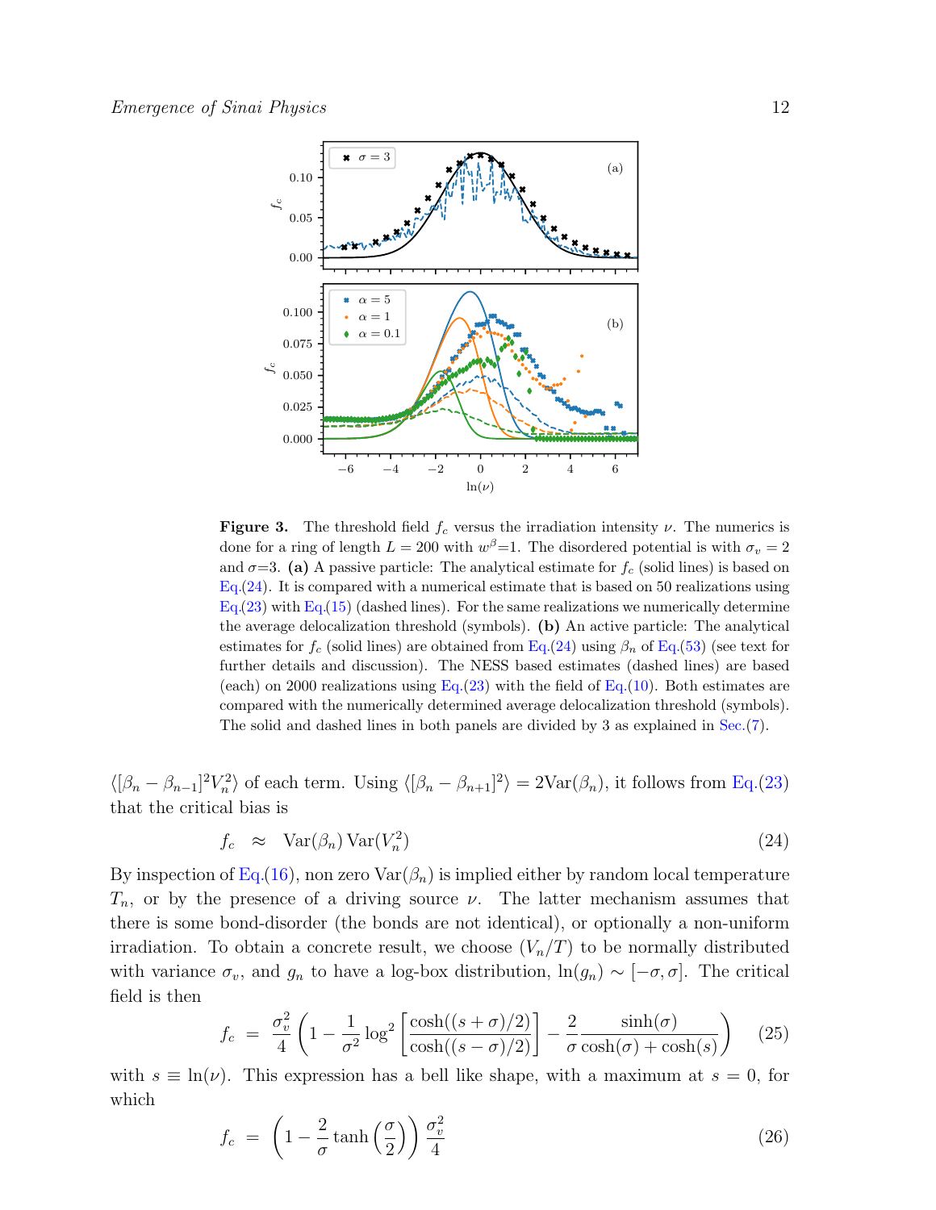**Figure 3.** The threshold field $f_c$ versus the irradiation intensity $\nu$. The numerics is done for a ring of length $L = 200$ with $w^\beta$=1. The disordered potential is with $\sigma_v = 2$ and $\sigma$=3. **(a)** A passive particle: The analytical estimate for $f_c$ (solid lines) is based on Eq.(24). It is compared with a numerical estimate that is based on 50 realizations using Eq.(23) with Eq.(15) (dashed lines). For the same realizations we numerically determine the average delocalization threshold (symbols). **(b)** An active particle: The analytical estimates for $f_c$ (solid lines) are obtained from Eq.(24) using $\beta_n$ of Eq.(53) (see text for further details and discussion). The NESS based estimates (dashed lines) are based (each) on 2000 realizations using Eq.(23) with the field of Eq.(10). Both estimates are compared with the numerically determined average delocalization threshold (symbols). The solid and dashed lines in both panels are divided by 3 as explained in Sec.(7).

$\langle[\beta_n - \beta_{n-1}]^2 V_n^2\rangle$ of each term. Using $\langle[\beta_n - \beta_{n+1}]^2\rangle = 2\text{Var}(\beta_n)$, it follows from Eq.(23) that the critical bias is

$$f_c \quad \approx \quad \text{Var}(\beta_n)\,\text{Var}(V_n^2) \tag{24}$$

By inspection of Eq.(16), non zero $\text{Var}(\beta_n)$ is implied either by random local temperature $T_n$, or by the presence of a driving source $\nu$. The latter mechanism assumes that there is some bond-disorder (the bonds are not identical), or optionally a non-uniform irradiation. To obtain a concrete result, we choose $(V_n/T)$ to be normally distributed with variance $\sigma_v$, and $g_n$ to have a log-box distribution, $\ln(g_n) \sim [-\sigma, \sigma]$. The critical field is then

$$f_c \;=\; \frac{\sigma_v^2}{4}\left(1 - \frac{1}{\sigma^2}\log^2\left[\frac{\cosh((s+\sigma)/2)}{\cosh((s-\sigma)/2)}\right] - \frac{2}{\sigma}\frac{\sinh(\sigma)}{\cosh(\sigma) + \cosh(s)}\right) \tag{25}$$

with $s \equiv \ln(\nu)$. This expression has a bell like shape, with a maximum at $s = 0$, for which

$$f_c \;=\; \left(1 - \frac{2}{\sigma}\tanh\left(\frac{\sigma}{2}\right)\right)\frac{\sigma_v^2}{4} \tag{26}$$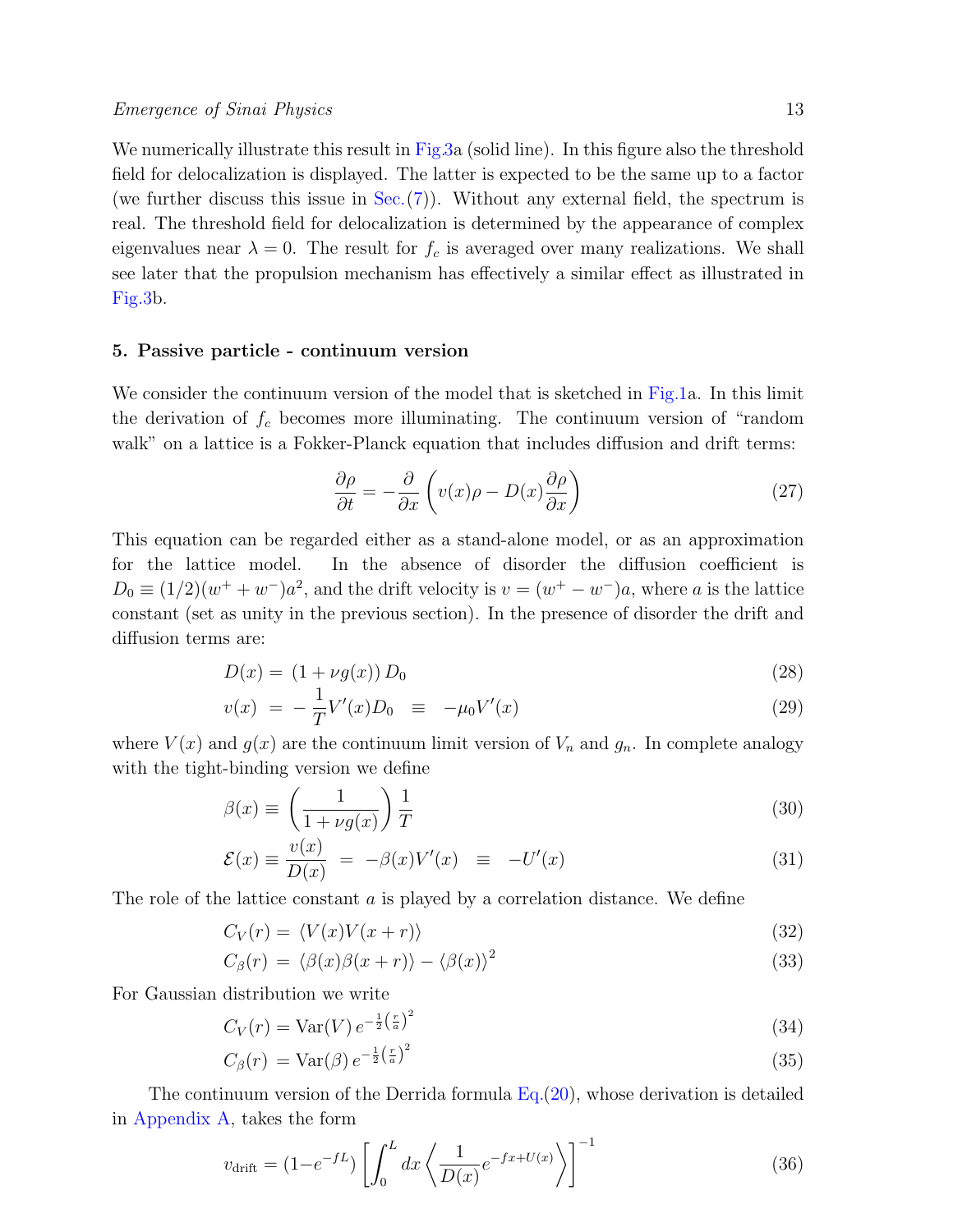We numerically illustrate this result in Fig.3a (solid line). In this figure also the threshold field for delocalization is displayed. The latter is expected to be the same up to a factor (we further discuss this issue in Sec.(7)). Without any external field, the spectrum is real. The threshold field for delocalization is determined by the appearance of complex eigenvalues near $\lambda = 0$. The result for $f_c$ is averaged over many realizations. We shall see later that the propulsion mechanism has effectively a similar effect as illustrated in Fig.3b.

## 5. Passive particle - continuum version

We consider the continuum version of the model that is sketched in Fig.1a. In this limit the derivation of $f_c$ becomes more illuminating. The continuum version of "random walk" on a lattice is a Fokker-Planck equation that includes diffusion and drift terms:

$$\frac{\partial \rho}{\partial t} = -\frac{\partial}{\partial x}\left(v(x)\rho - D(x)\frac{\partial \rho}{\partial x}\right) \tag{27}$$

This equation can be regarded either as a stand-alone model, or as an approximation for the lattice model. In the absence of disorder the diffusion coefficient is $D_0 \equiv (1/2)(w^+ + w^-)a^2$, and the drift velocity is $v = (w^+ - w^-)a$, where $a$ is the lattice constant (set as unity in the previous section). In the presence of disorder the drift and diffusion terms are:

$$D(x) = (1 + \nu g(x))\, D_0 \tag{28}$$

$$v(x) = -\frac{1}{T}V'(x)D_0 \equiv -\mu_0 V'(x) \tag{29}$$

where $V(x)$ and $g(x)$ are the continuum limit version of $V_n$ and $g_n$. In complete analogy with the tight-binding version we define

$$\beta(x) \equiv \left(\frac{1}{1+\nu g(x)}\right)\frac{1}{T} \tag{30}$$

$$\mathcal{E}(x) \equiv \frac{v(x)}{D(x)} = -\beta(x)V'(x) \equiv -U'(x) \tag{31}$$

The role of the lattice constant $a$ is played by a correlation distance. We define

$$C_V(r) = \langle V(x)V(x+r)\rangle \tag{32}$$

$$C_\beta(r) = \langle \beta(x)\beta(x+r)\rangle - \langle \beta(x)\rangle^2 \tag{33}$$

For Gaussian distribution we write

$$C_V(r) = \mathrm{Var}(V)\, e^{-\frac{1}{2}\left(\frac{r}{a}\right)^2} \tag{34}$$

$$C_\beta(r) = \mathrm{Var}(\beta)\, e^{-\frac{1}{2}\left(\frac{r}{a}\right)^2} \tag{35}$$

The continuum version of the Derrida formula Eq.(20), whose derivation is detailed in Appendix A, takes the form

$$v_{\text{drift}} = (1-e^{-fL})\left[\int_0^L dx \left\langle \frac{1}{D(x)} e^{-fx+U(x)}\right\rangle\right]^{-1} \tag{36}$$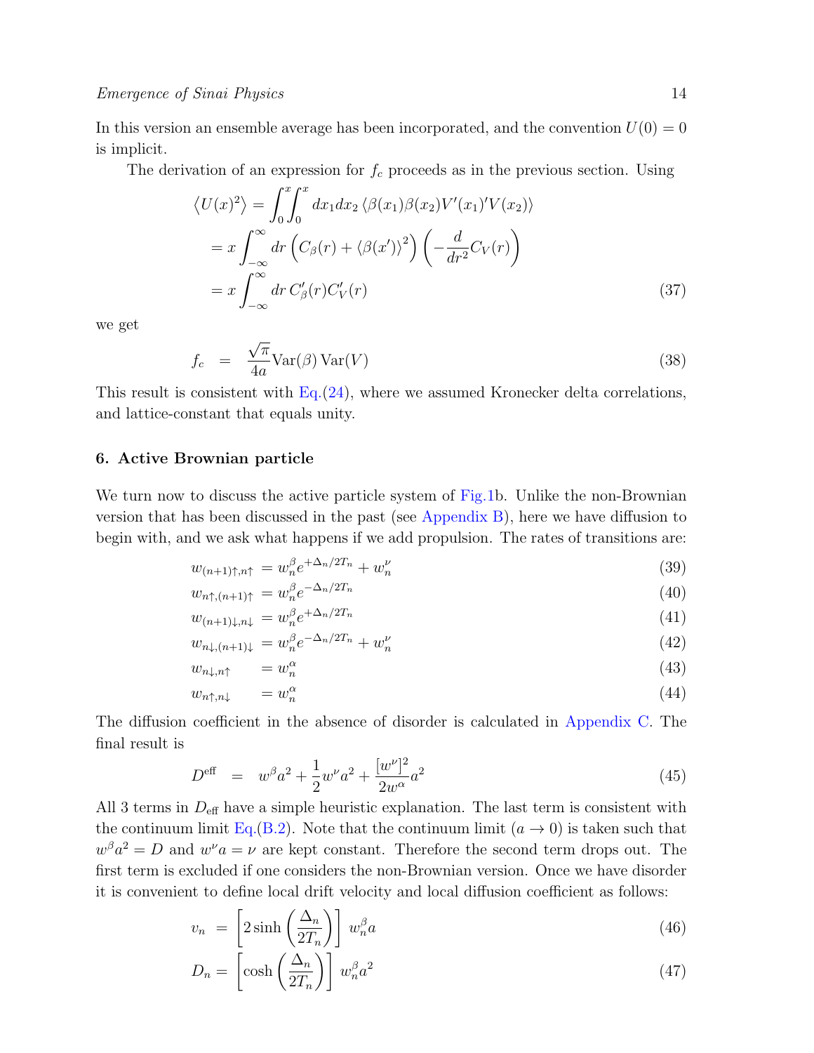In this version an ensemble average has been incorporated, and the convention $U(0) = 0$ is implicit.

The derivation of an expression for $f_c$ proceeds as in the previous section. Using

$$
\begin{aligned}
\langle U(x)^2 \rangle &= \int_0^x\!\!\int_0^x dx_1 dx_2 \, \langle \beta(x_1)\beta(x_2)V'(x_1)'V(x_2) \rangle \\
&= x \int_{-\infty}^{\infty} dr \left( C_\beta(r) + \langle \beta(x') \rangle^2 \right) \left( -\frac{d}{dr^2} C_V(r) \right) \\
&= x \int_{-\infty}^{\infty} dr \, C'_\beta(r) C'_V(r)
\end{aligned}
\tag{37}
$$

we get

$$
f_c \quad = \quad \frac{\sqrt{\pi}}{4a} \mathrm{Var}(\beta)\, \mathrm{Var}(V) \tag{38}
$$

This result is consistent with Eq.(24), where we assumed Kronecker delta correlations, and lattice-constant that equals unity.

## 6. Active Brownian particle

We turn now to discuss the active particle system of Fig.1b. Unlike the non-Brownian version that has been discussed in the past (see Appendix B), here we have diffusion to begin with, and we ask what happens if we add propulsion. The rates of transitions are:

$$
w_{(n+1)\uparrow,n\uparrow} = w_n^\beta e^{+\Delta_n/2T_n} + w_n^\nu \tag{39}
$$

$$
w_{n\uparrow,(n+1)\uparrow} = w_n^\beta e^{-\Delta_n/2T_n} \tag{40}
$$

$$
w_{(n+1)\downarrow,n\downarrow} = w_n^\beta e^{+\Delta_n/2T_n} \tag{41}
$$

$$
w_{n\downarrow,(n+1)\downarrow} = w_n^\beta e^{-\Delta_n/2T_n} + w_n^\nu \tag{42}
$$

$$
w_{n\downarrow,n\uparrow} = w_n^\alpha \tag{43}
$$

$$
w_{n\uparrow,n\downarrow} = w_n^\alpha \tag{44}
$$

The diffusion coefficient in the absence of disorder is calculated in Appendix C. The final result is

$$
D^{\mathrm{eff}} \quad = \quad w^\beta a^2 + \frac{1}{2} w^\nu a^2 + \frac{[w^\nu]^2}{2w^\alpha} a^2 \tag{45}
$$

All 3 terms in $D_{\mathrm{eff}}$ have a simple heuristic explanation. The last term is consistent with the continuum limit Eq.(B.2). Note that the continuum limit ($a \to 0$) is taken such that $w^\beta a^2 = D$ and $w^\nu a = \nu$ are kept constant. Therefore the second term drops out. The first term is excluded if one considers the non-Brownian version. Once we have disorder it is convenient to define local drift velocity and local diffusion coefficient as follows:

$$
v_n \;=\; \left[ 2 \sinh\left( \frac{\Delta_n}{2T_n} \right) \right] w_n^\beta a \tag{46}
$$

$$
D_n = \left[ \cosh\left( \frac{\Delta_n}{2T_n} \right) \right] w_n^\beta a^2 \tag{47}
$$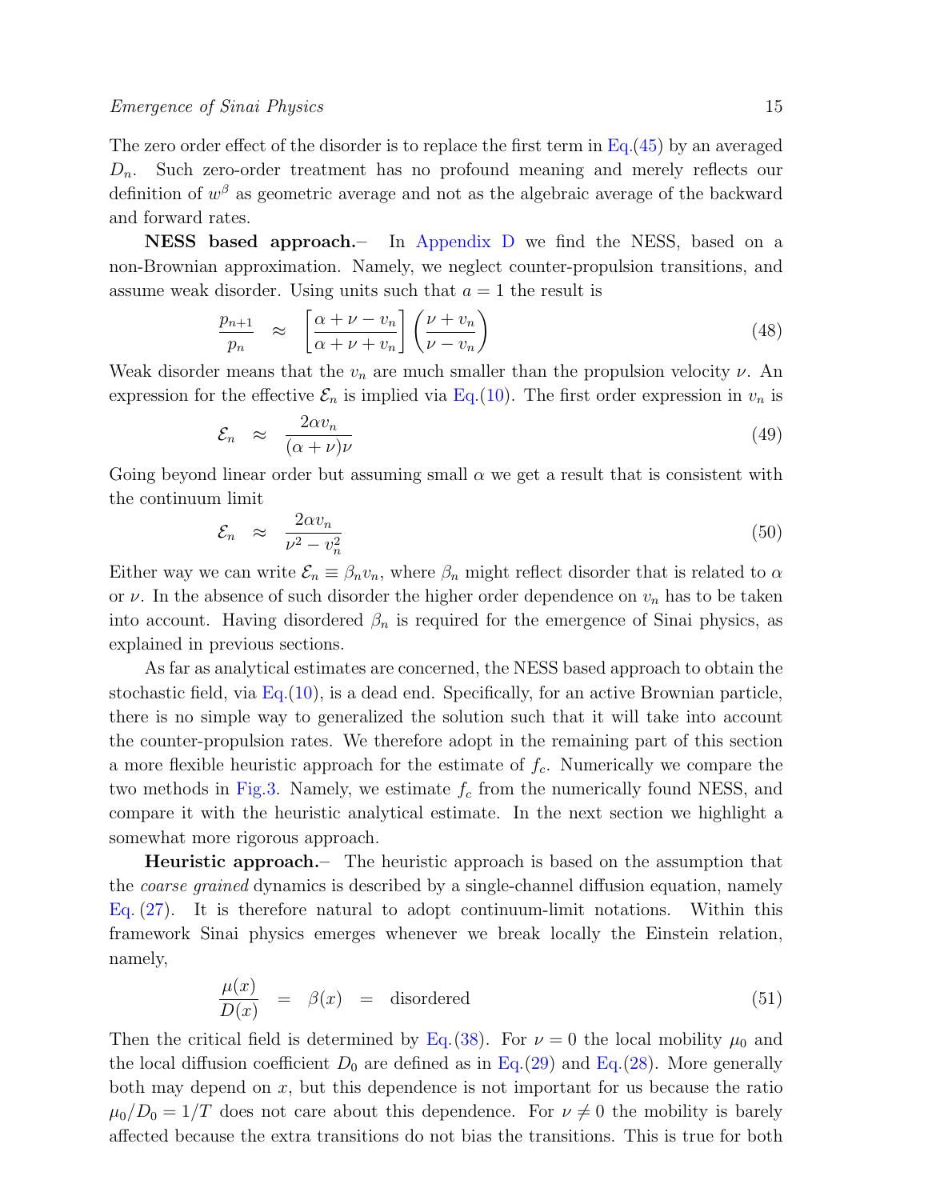The zero order effect of the disorder is to replace the first term in Eq.(45) by an averaged $D_n$. Such zero-order treatment has no profound meaning and merely reflects our definition of $w^\beta$ as geometric average and not as the algebraic average of the backward and forward rates.

**NESS based approach.**– In Appendix D we find the NESS, based on a non-Brownian approximation. Namely, we neglect counter-propulsion transitions, and assume weak disorder. Using units such that $a = 1$ the result is

$$\frac{p_{n+1}}{p_n} \approx \left[\frac{\alpha + \nu - v_n}{\alpha + \nu + v_n}\right]\left(\frac{\nu + v_n}{\nu - v_n}\right) \tag{48}$$

Weak disorder means that the $v_n$ are much smaller than the propulsion velocity $\nu$. An expression for the effective $\mathcal{E}_n$ is implied via Eq.(10). The first order expression in $v_n$ is

$$\mathcal{E}_n \approx \frac{2\alpha v_n}{(\alpha + \nu)\nu} \tag{49}$$

Going beyond linear order but assuming small $\alpha$ we get a result that is consistent with the continuum limit

$$\mathcal{E}_n \approx \frac{2\alpha v_n}{\nu^2 - v_n^2} \tag{50}$$

Either way we can write $\mathcal{E}_n \equiv \beta_n v_n$, where $\beta_n$ might reflect disorder that is related to $\alpha$ or $\nu$. In the absence of such disorder the higher order dependence on $v_n$ has to be taken into account. Having disordered $\beta_n$ is required for the emergence of Sinai physics, as explained in previous sections.

As far as analytical estimates are concerned, the NESS based approach to obtain the stochastic field, via Eq.(10), is a dead end. Specifically, for an active Brownian particle, there is no simple way to generalized the solution such that it will take into account the counter-propulsion rates. We therefore adopt in the remaining part of this section a more flexible heuristic approach for the estimate of $f_c$. Numerically we compare the two methods in Fig.3. Namely, we estimate $f_c$ from the numerically found NESS, and compare it with the heuristic analytical estimate. In the next section we highlight a somewhat more rigorous approach.

**Heuristic approach.**– The heuristic approach is based on the assumption that the *coarse grained* dynamics is described by a single-channel diffusion equation, namely Eq. (27). It is therefore natural to adopt continuum-limit notations. Within this framework Sinai physics emerges whenever we break locally the Einstein relation, namely,

$$\frac{\mu(x)}{D(x)} = \beta(x) = \text{disordered} \tag{51}$$

Then the critical field is determined by Eq.(38). For $\nu = 0$ the local mobility $\mu_0$ and the local diffusion coefficient $D_0$ are defined as in Eq.(29) and Eq.(28). More generally both may depend on $x$, but this dependence is not important for us because the ratio $\mu_0/D_0 = 1/T$ does not care about this dependence. For $\nu \neq 0$ the mobility is barely affected because the extra transitions do not bias the transitions. This is true for both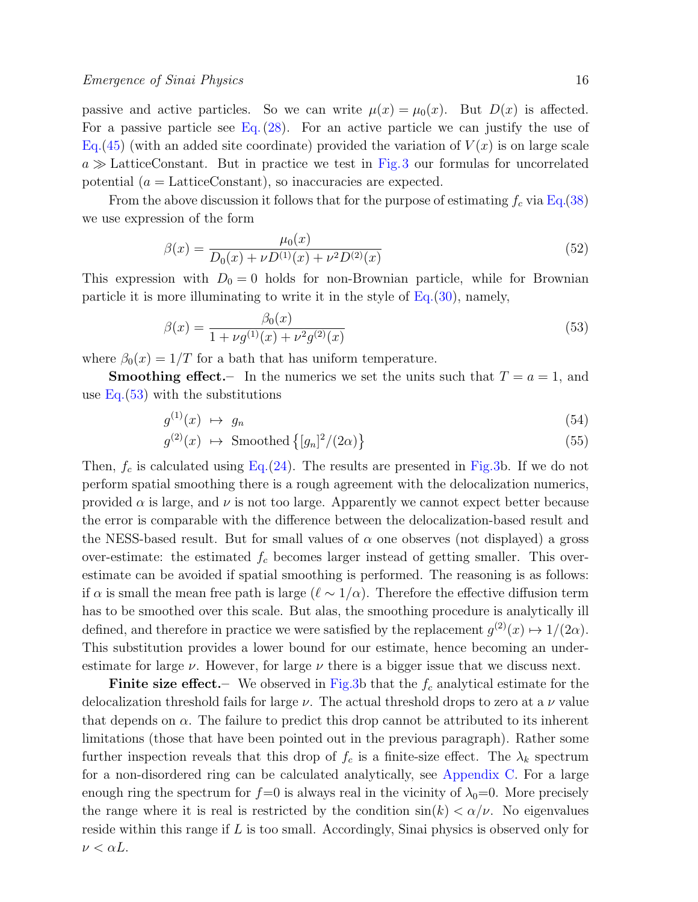passive and active particles. So we can write $\mu(x) = \mu_0(x)$. But $D(x)$ is affected. For a passive particle see Eq. (28). For an active particle we can justify the use of Eq.(45) (with an added site coordinate) provided the variation of $V(x)$ is on large scale $a \gg \text{LatticeConstant}$. But in practice we test in Fig.3 our formulas for uncorrelated potential ($a = \text{LatticeConstant}$), so inaccuracies are expected.

From the above discussion it follows that for the purpose of estimating $f_c$ via Eq.(38) we use expression of the form

$$\beta(x) = \frac{\mu_0(x)}{D_0(x) + \nu D^{(1)}(x) + \nu^2 D^{(2)}(x)} \tag{52}$$

This expression with $D_0 = 0$ holds for non-Brownian particle, while for Brownian particle it is more illuminating to write it in the style of Eq.(30), namely,

$$\beta(x) = \frac{\beta_0(x)}{1 + \nu g^{(1)}(x) + \nu^2 g^{(2)}(x)} \tag{53}$$

where $\beta_0(x) = 1/T$ for a bath that has uniform temperature.

**Smoothing effect.**– In the numerics we set the units such that $T = a = 1$, and use Eq.(53) with the substitutions

$$g^{(1)}(x) \;\mapsto\; g_n \tag{54}$$

$$g^{(2)}(x) \;\mapsto\; \text{Smoothed}\left\{[g_n]^2/(2\alpha)\right\} \tag{55}$$

Then, $f_c$ is calculated using Eq.(24). The results are presented in Fig.3b. If we do not perform spatial smoothing there is a rough agreement with the delocalization numerics, provided $\alpha$ is large, and $\nu$ is not too large. Apparently we cannot expect better because the error is comparable with the difference between the delocalization-based result and the NESS-based result. But for small values of $\alpha$ one observes (not displayed) a gross over-estimate: the estimated $f_c$ becomes larger instead of getting smaller. This over-estimate can be avoided if spatial smoothing is performed. The reasoning is as follows: if $\alpha$ is small the mean free path is large ($\ell \sim 1/\alpha$). Therefore the effective diffusion term has to be smoothed over this scale. But alas, the smoothing procedure is analytically ill defined, and therefore in practice we were satisfied by the replacement $g^{(2)}(x) \mapsto 1/(2\alpha)$. This substitution provides a lower bound for our estimate, hence becoming an under-estimate for large $\nu$. However, for large $\nu$ there is a bigger issue that we discuss next.

**Finite size effect.**– We observed in Fig.3b that the $f_c$ analytical estimate for the delocalization threshold fails for large $\nu$. The actual threshold drops to zero at a $\nu$ value that depends on $\alpha$. The failure to predict this drop cannot be attributed to its inherent limitations (those that have been pointed out in the previous paragraph). Rather some further inspection reveals that this drop of $f_c$ is a finite-size effect. The $\lambda_k$ spectrum for a non-disordered ring can be calculated analytically, see Appendix C. For a large enough ring the spectrum for $f$=0 is always real in the vicinity of $\lambda_0$=0. More precisely the range where it is real is restricted by the condition $\sin(k) < \alpha/\nu$. No eigenvalues reside within this range if $L$ is too small. Accordingly, Sinai physics is observed only for $\nu < \alpha L$.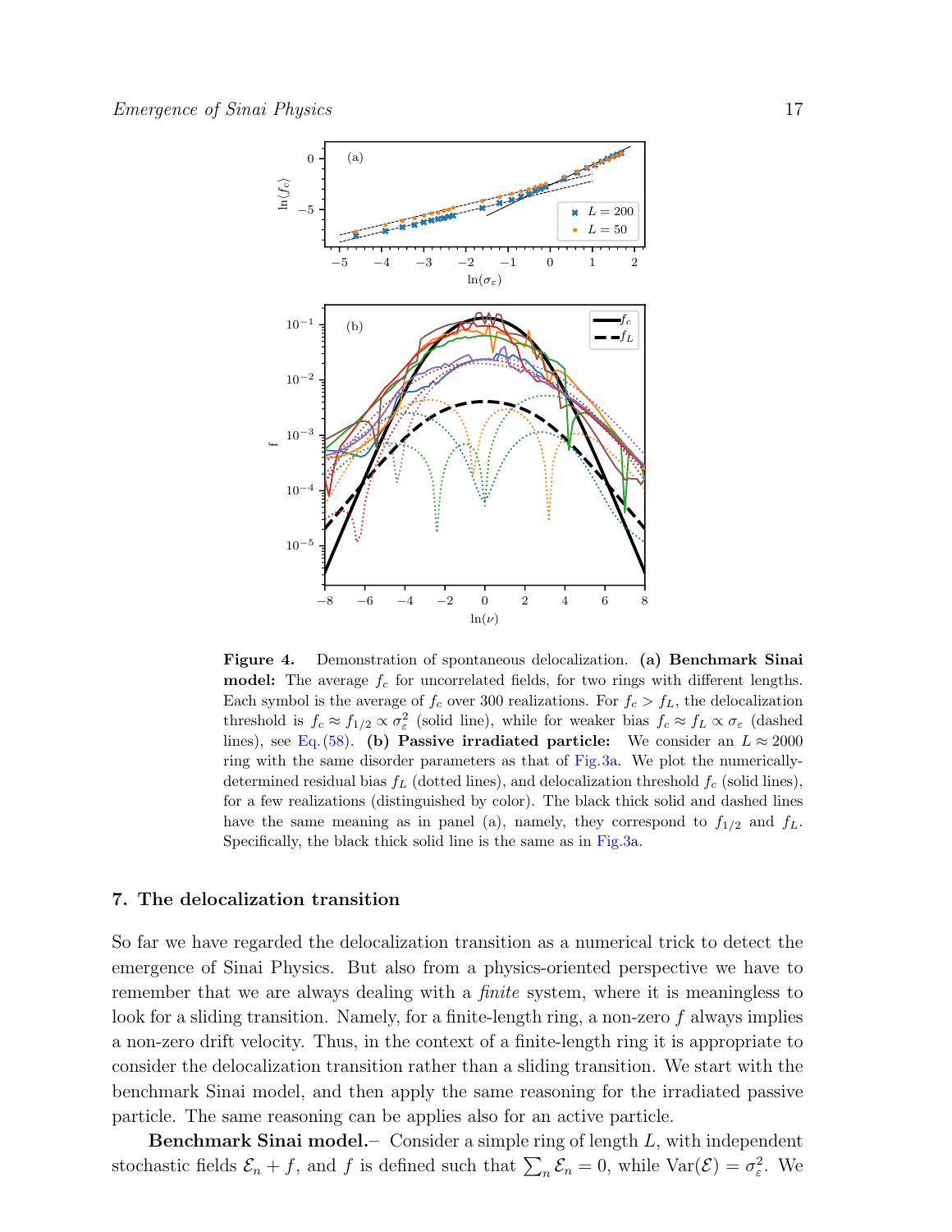**Figure 4.** Demonstration of spontaneous delocalization. **(a) Benchmark Sinai model:** The average $f_c$ for uncorrelated fields, for two rings with different lengths. Each symbol is the average of $f_c$ over 300 realizations. For $f_c > f_L$, the delocalization threshold is $f_c \approx f_{1/2} \propto \sigma_\varepsilon^2$ (solid line), while for weaker bias $f_c \approx f_L \propto \sigma_\varepsilon$ (dashed lines), see Eq.(58). **(b) Passive irradiated particle:** We consider an $L \approx 2000$ ring with the same disorder parameters as that of Fig.3a. We plot the numerically-determined residual bias $f_L$ (dotted lines), and delocalization threshold $f_c$ (solid lines), for a few realizations (distinguished by color). The black thick solid and dashed lines have the same meaning as in panel (a), namely, they correspond to $f_{1/2}$ and $f_L$. Specifically, the black thick solid line is the same as in Fig.3a.

## 7. The delocalization transition

So far we have regarded the delocalization transition as a numerical trick to detect the emergence of Sinai Physics. But also from a physics-oriented perspective we have to remember that we are always dealing with a *finite* system, where it is meaningless to look for a sliding transition. Namely, for a finite-length ring, a non-zero $f$ always implies a non-zero drift velocity. Thus, in the context of a finite-length ring it is appropriate to consider the delocalization transition rather than a sliding transition. We start with the benchmark Sinai model, and then apply the same reasoning for the irradiated passive particle. The same reasoning can be applies also for an active particle.

**Benchmark Sinai model.**– Consider a simple ring of length $L$, with independent stochastic fields $\mathcal{E}_n + f$, and $f$ is defined such that $\sum_n \mathcal{E}_n = 0$, while $\mathrm{Var}(\mathcal{E}) = \sigma_\varepsilon^2$. We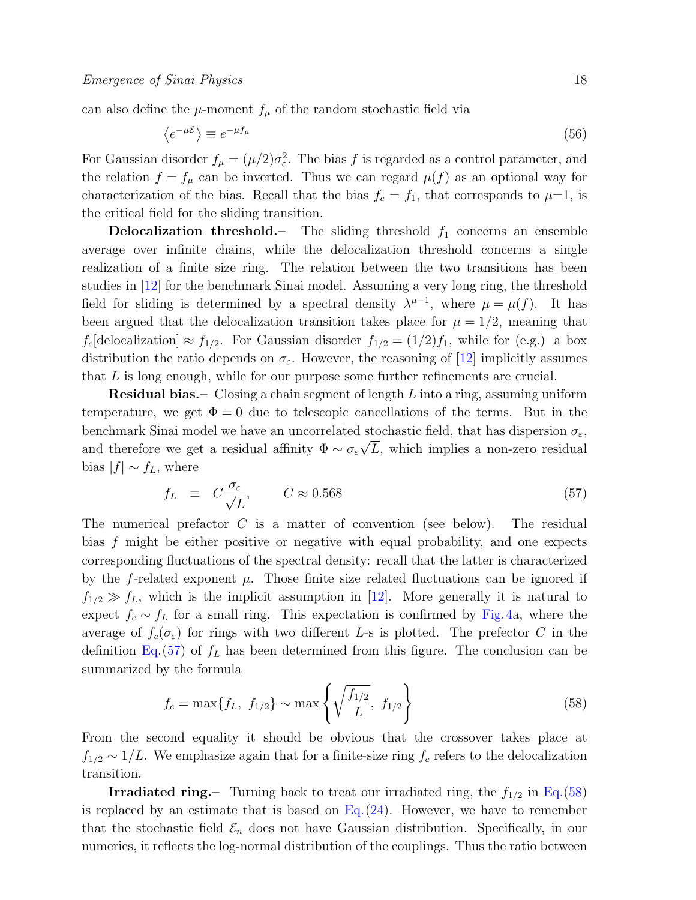can also define the $\mu$-moment $f_\mu$ of the random stochastic field via

$$\left\langle e^{-\mu\mathcal{E}}\right\rangle \equiv e^{-\mu f_\mu} \tag{56}$$

For Gaussian disorder $f_\mu = (\mu/2)\sigma_\varepsilon^2$. The bias $f$ is regarded as a control parameter, and the relation $f = f_\mu$ can be inverted. Thus we can regard $\mu(f)$ as an optional way for characterization of the bias. Recall that the bias $f_c = f_1$, that corresponds to $\mu$=1, is the critical field for the sliding transition.

**Delocalization threshold.–** The sliding threshold $f_1$ concerns an ensemble average over infinite chains, while the delocalization threshold concerns a single realization of a finite size ring. The relation between the two transitions has been studies in [12] for the benchmark Sinai model. Assuming a very long ring, the threshold field for sliding is determined by a spectral density $\lambda^{\mu-1}$, where $\mu = \mu(f)$. It has been argued that the delocalization transition takes place for $\mu = 1/2$, meaning that $f_c[\text{delocalization}] \approx f_{1/2}$. For Gaussian disorder $f_{1/2} = (1/2)f_1$, while for (e.g.) a box distribution the ratio depends on $\sigma_\varepsilon$. However, the reasoning of [12] implicitly assumes that $L$ is long enough, while for our purpose some further refinements are crucial.

**Residual bias.–** Closing a chain segment of length $L$ into a ring, assuming uniform temperature, we get $\Phi = 0$ due to telescopic cancellations of the terms. But in the benchmark Sinai model we have an uncorrelated stochastic field, that has dispersion $\sigma_\varepsilon$, and therefore we get a residual affinity $\Phi \sim \sigma_\varepsilon\sqrt{L}$, which implies a non-zero residual bias $|f| \sim f_L$, where

$$f_L \;\; \equiv \;\; C\frac{\sigma_\varepsilon}{\sqrt{L}}, \qquad C \approx 0.568 \tag{57}$$

The numerical prefactor $C$ is a matter of convention (see below). The residual bias $f$ might be either positive or negative with equal probability, and one expects corresponding fluctuations of the spectral density: recall that the latter is characterized by the $f$-related exponent $\mu$. Those finite size related fluctuations can be ignored if $f_{1/2} \gg f_L$, which is the implicit assumption in [12]. More generally it is natural to expect $f_c \sim f_L$ for a small ring. This expectation is confirmed by Fig.4a, where the average of $f_c(\sigma_\varepsilon)$ for rings with two different $L$-s is plotted. The prefector $C$ in the definition Eq.(57) of $f_L$ has been determined from this figure. The conclusion can be summarized by the formula

$$f_c = \max\{f_L,\ f_{1/2}\} \sim \max\left\{\sqrt{\frac{f_{1/2}}{L}},\ f_{1/2}\right\} \tag{58}$$

From the second equality it should be obvious that the crossover takes place at $f_{1/2} \sim 1/L$. We emphasize again that for a finite-size ring $f_c$ refers to the delocalization transition.

**Irradiated ring.–** Turning back to treat our irradiated ring, the $f_{1/2}$ in Eq.(58) is replaced by an estimate that is based on Eq.(24). However, we have to remember that the stochastic field $\mathcal{E}_n$ does not have Gaussian distribution. Specifically, in our numerics, it reflects the log-normal distribution of the couplings. Thus the ratio between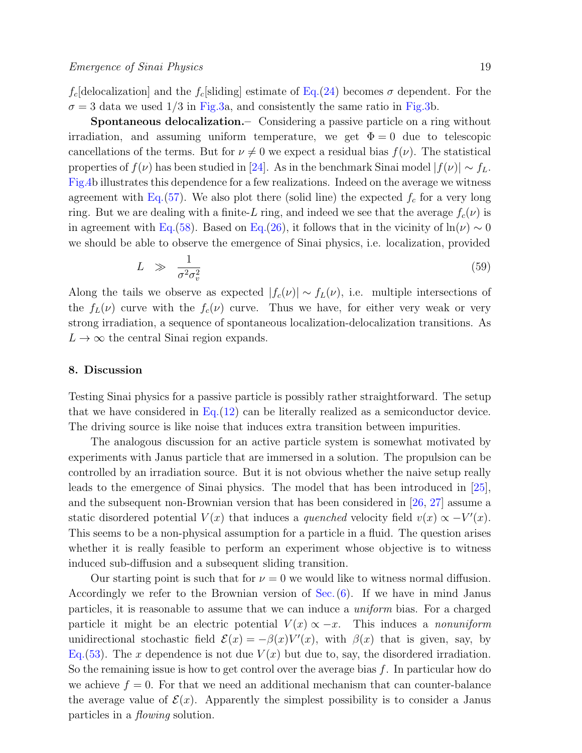$f_c$[delocalization] and the $f_c$[sliding] estimate of Eq.(24) becomes $\sigma$ dependent. For the $\sigma = 3$ data we used 1/3 in Fig.3a, and consistently the same ratio in Fig.3b.

**Spontaneous delocalization.**– Considering a passive particle on a ring without irradiation, and assuming uniform temperature, we get $\Phi = 0$ due to telescopic cancellations of the terms. But for $\nu \neq 0$ we expect a residual bias $f(\nu)$. The statistical properties of $f(\nu)$ has been studied in [24]. As in the benchmark Sinai model $|f(\nu)| \sim f_L$. Fig.4b illustrates this dependence for a few realizations. Indeed on the average we witness agreement with Eq.(57). We also plot there (solid line) the expected $f_c$ for a very long ring. But we are dealing with a finite-$L$ ring, and indeed we see that the average $f_c(\nu)$ is in agreement with Eq.(58). Based on Eq.(26), it follows that in the vicinity of $\ln(\nu) \sim 0$ we should be able to observe the emergence of Sinai physics, i.e. localization, provided

$$L \quad \gg \quad \frac{1}{\sigma^2 \sigma_v^2} \tag{59}$$

Along the tails we observe as expected $|f_c(\nu)| \sim f_L(\nu)$, i.e. multiple intersections of the $f_L(\nu)$ curve with the $f_c(\nu)$ curve. Thus we have, for either very weak or very strong irradiation, a sequence of spontaneous localization-delocalization transitions. As $L \to \infty$ the central Sinai region expands.

## 8. Discussion

Testing Sinai physics for a passive particle is possibly rather straightforward. The setup that we have considered in Eq.(12) can be literally realized as a semiconductor device. The driving source is like noise that induces extra transition between impurities.

The analogous discussion for an active particle system is somewhat motivated by experiments with Janus particle that are immersed in a solution. The propulsion can be controlled by an irradiation source. But it is not obvious whether the naive setup really leads to the emergence of Sinai physics. The model that has been introduced in [25], and the subsequent non-Brownian version that has been considered in [26, 27] assume a static disordered potential $V(x)$ that induces a *quenched* velocity field $v(x) \propto -V'(x)$. This seems to be a non-physical assumption for a particle in a fluid. The question arises whether it is really feasible to perform an experiment whose objective is to witness induced sub-diffusion and a subsequent sliding transition.

Our starting point is such that for $\nu = 0$ we would like to witness normal diffusion. Accordingly we refer to the Brownian version of Sec.(6). If we have in mind Janus particles, it is reasonable to assume that we can induce a *uniform* bias. For a charged particle it might be an electric potential $V(x) \propto -x$. This induces a *nonuniform* unidirectional stochastic field $\mathcal{E}(x) = -\beta(x)V'(x)$, with $\beta(x)$ that is given, say, by Eq.(53). The $x$ dependence is not due $V(x)$ but due to, say, the disordered irradiation. So the remaining issue is how to get control over the average bias $f$. In particular how do we achieve $f = 0$. For that we need an additional mechanism that can counter-balance the average value of $\mathcal{E}(x)$. Apparently the simplest possibility is to consider a Janus particles in a *flowing* solution.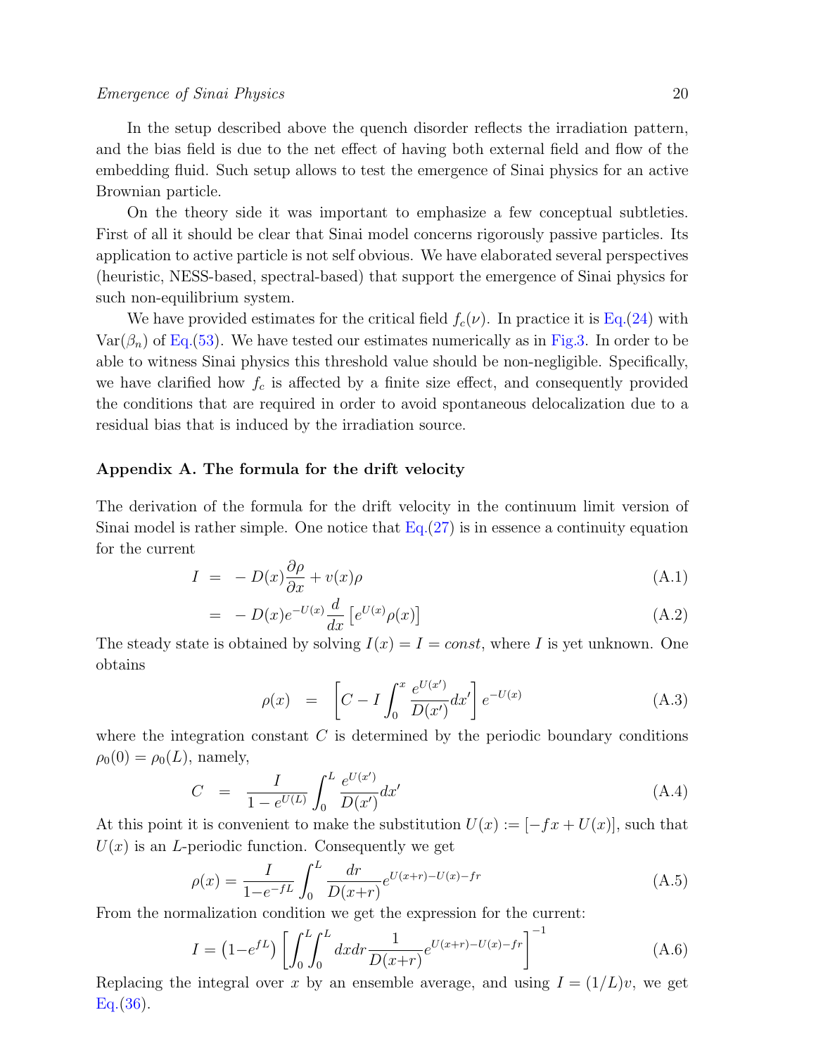In the setup described above the quench disorder reflects the irradiation pattern, and the bias field is due to the net effect of having both external field and flow of the embedding fluid. Such setup allows to test the emergence of Sinai physics for an active Brownian particle.

On the theory side it was important to emphasize a few conceptual subtleties. First of all it should be clear that Sinai model concerns rigorously passive particles. Its application to active particle is not self obvious. We have elaborated several perspectives (heuristic, NESS-based, spectral-based) that support the emergence of Sinai physics for such non-equilibrium system.

We have provided estimates for the critical field $f_c(\nu)$. In practice it is Eq.(24) with $\mathrm{Var}(\beta_n)$ of Eq.(53). We have tested our estimates numerically as in Fig.3. In order to be able to witness Sinai physics this threshold value should be non-negligible. Specifically, we have clarified how $f_c$ is affected by a finite size effect, and consequently provided the conditions that are required in order to avoid spontaneous delocalization due to a residual bias that is induced by the irradiation source.

## Appendix A. The formula for the drift velocity

The derivation of the formula for the drift velocity in the continuum limit version of Sinai model is rather simple. One notice that Eq.(27) is in essence a continuity equation for the current

$$I \;=\; -\,D(x)\frac{\partial \rho}{\partial x} + v(x)\rho \tag{A.1}$$

$$\;=\; -\,D(x)e^{-U(x)}\frac{d}{dx}\left[e^{U(x)}\rho(x)\right] \tag{A.2}$$

The steady state is obtained by solving $I(x) = I = const$, where $I$ is yet unknown. One obtains

$$\rho(x) \;=\; \left[C - I\int_0^x \frac{e^{U(x')}}{D(x')}dx'\right]e^{-U(x)} \tag{A.3}$$

where the integration constant $C$ is determined by the periodic boundary conditions $\rho_0(0) = \rho_0(L)$, namely,

$$C \;=\; \frac{I}{1-e^{U(L)}}\int_0^L \frac{e^{U(x')}}{D(x')}dx' \tag{A.4}$$

At this point it is convenient to make the substitution $U(x) := [-fx + U(x)]$, such that $U(x)$ is an $L$-periodic function. Consequently we get

$$\rho(x) = \frac{I}{1-e^{-fL}}\int_0^L \frac{dr}{D(x+r)}e^{U(x+r)-U(x)-fr} \tag{A.5}$$

From the normalization condition we get the expression for the current:

$$I = \left(1-e^{fL}\right)\left[\int_0^L\!\!\int_0^L dxdr\frac{1}{D(x+r)}e^{U(x+r)-U(x)-fr}\right]^{-1} \tag{A.6}$$

Replacing the integral over $x$ by an ensemble average, and using $I = (1/L)v$, we get Eq.(36).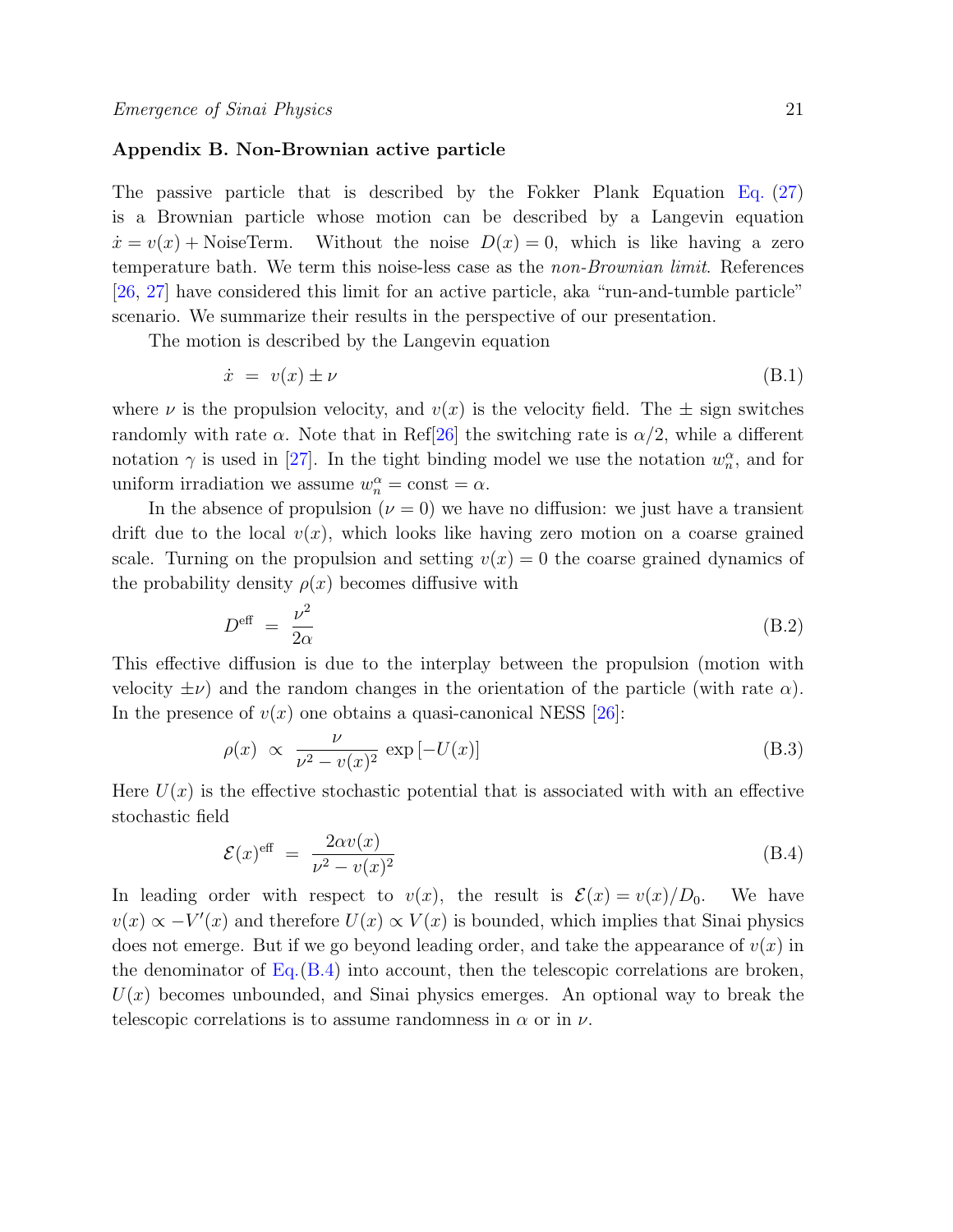## Appendix B. Non-Brownian active particle

The passive particle that is described by the Fokker Plank Equation Eq. (27) is a Brownian particle whose motion can be described by a Langevin equation $\dot{x} = v(x) + \text{NoiseTerm}$. Without the noise $D(x) = 0$, which is like having a zero temperature bath. We term this noise-less case as the *non-Brownian limit*. References [26, 27] have considered this limit for an active particle, aka "run-and-tumble particle" scenario. We summarize their results in the perspective of our presentation.

The motion is described by the Langevin equation

$$\dot{x} \;=\; v(x) \pm \nu \tag{B.1}$$

where $\nu$ is the propulsion velocity, and $v(x)$ is the velocity field. The $\pm$ sign switches randomly with rate $\alpha$. Note that in Ref[26] the switching rate is $\alpha/2$, while a different notation $\gamma$ is used in [27]. In the tight binding model we use the notation $w_n^\alpha$, and for uniform irradiation we assume $w_n^\alpha = \text{const} = \alpha$.

In the absence of propulsion ($\nu = 0$) we have no diffusion: we just have a transient drift due to the local $v(x)$, which looks like having zero motion on a coarse grained scale. Turning on the propulsion and setting $v(x) = 0$ the coarse grained dynamics of the probability density $\rho(x)$ becomes diffusive with

$$D^{\text{eff}} \;=\; \frac{\nu^2}{2\alpha} \tag{B.2}$$

This effective diffusion is due to the interplay between the propulsion (motion with velocity $\pm\nu$) and the random changes in the orientation of the particle (with rate $\alpha$). In the presence of $v(x)$ one obtains a quasi-canonical NESS [26]:

$$\rho(x) \;\propto\; \frac{\nu}{\nu^2 - v(x)^2}\, \exp\left[-U(x)\right] \tag{B.3}$$

Here $U(x)$ is the effective stochastic potential that is associated with with an effective stochastic field

$$\mathcal{E}(x)^{\text{eff}} \;=\; \frac{2\alpha v(x)}{\nu^2 - v(x)^2} \tag{B.4}$$

In leading order with respect to $v(x)$, the result is $\mathcal{E}(x) = v(x)/D_0$. We have $v(x) \propto -V'(x)$ and therefore $U(x) \propto V(x)$ is bounded, which implies that Sinai physics does not emerge. But if we go beyond leading order, and take the appearance of $v(x)$ in the denominator of Eq.(B.4) into account, then the telescopic correlations are broken, $U(x)$ becomes unbounded, and Sinai physics emerges. An optional way to break the telescopic correlations is to assume randomness in $\alpha$ or in $\nu$.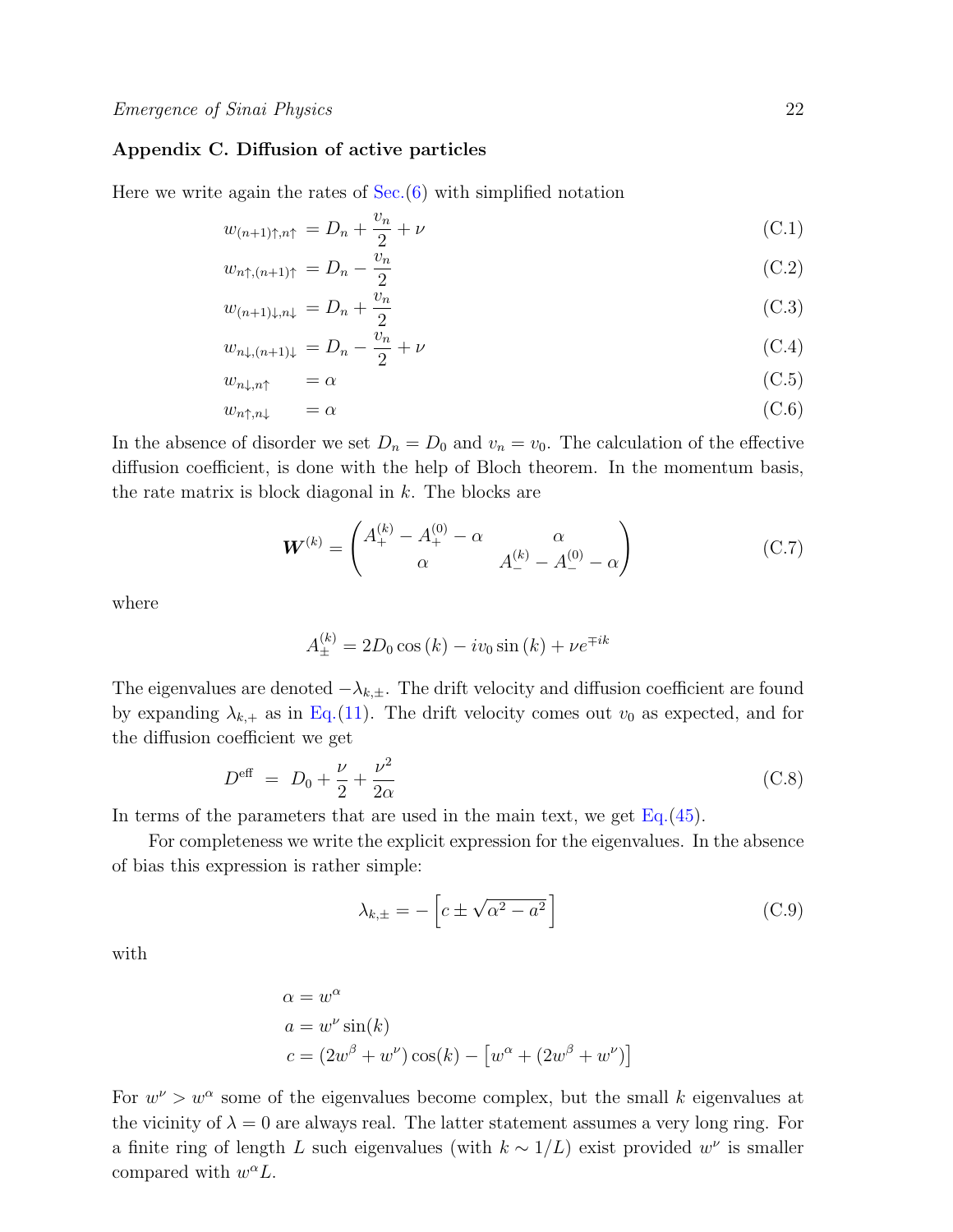### Appendix C. Diffusion of active particles

Here we write again the rates of Sec.(6) with simplified notation

$$w_{(n+1)\uparrow,n\uparrow} = D_n + \frac{v_n}{2} + \nu \tag{C.1}$$

$$w_{n\uparrow,(n+1)\uparrow} = D_n - \frac{v_n}{2} \tag{C.2}$$

$$w_{(n+1)\downarrow,n\downarrow} = D_n + \frac{v_n}{2} \tag{C.3}$$

$$w_{n\downarrow,(n+1)\downarrow} = D_n - \frac{v_n}{2} + \nu \tag{C.4}$$

$$w_{n\downarrow,n\uparrow} = \alpha \tag{C.5}$$

$$w_{n\uparrow,n\downarrow} = \alpha \tag{C.6}$$

In the absence of disorder we set $D_n = D_0$ and $v_n = v_0$. The calculation of the effective diffusion coefficient, is done with the help of Bloch theorem. In the momentum basis, the rate matrix is block diagonal in $k$. The blocks are

$$\boldsymbol{W}^{(k)} = \begin{pmatrix} A_+^{(k)} - A_+^{(0)} - \alpha & \alpha \\ \alpha & A_-^{(k)} - A_-^{(0)} - \alpha \end{pmatrix} \tag{C.7}$$

where

$$A_\pm^{(k)} = 2D_0 \cos(k) - iv_0 \sin(k) + \nu e^{\mp ik}$$

The eigenvalues are denoted $-\lambda_{k,\pm}$. The drift velocity and diffusion coefficient are found by expanding $\lambda_{k,+}$ as in Eq.(11). The drift velocity comes out $v_0$ as expected, and for the diffusion coefficient we get

$$D^{\text{eff}} \ = \ D_0 + \frac{\nu}{2} + \frac{\nu^2}{2\alpha} \tag{C.8}$$

In terms of the parameters that are used in the main text, we get Eq.(45).

For completeness we write the explicit expression for the eigenvalues. In the absence of bias this expression is rather simple:

$$\lambda_{k,\pm} = -\left[c \pm \sqrt{\alpha^2 - a^2}\right] \tag{C.9}$$

with

$$\alpha = w^\alpha$$
$$a = w^\nu \sin(k)$$
$$c = (2w^\beta + w^\nu)\cos(k) - \left[w^\alpha + (2w^\beta + w^\nu)\right]$$

For $w^\nu > w^\alpha$ some of the eigenvalues become complex, but the small $k$ eigenvalues at the vicinity of $\lambda = 0$ are always real. The latter statement assumes a very long ring. For a finite ring of length $L$ such eigenvalues (with $k \sim 1/L$) exist provided $w^\nu$ is smaller compared with $w^\alpha L$.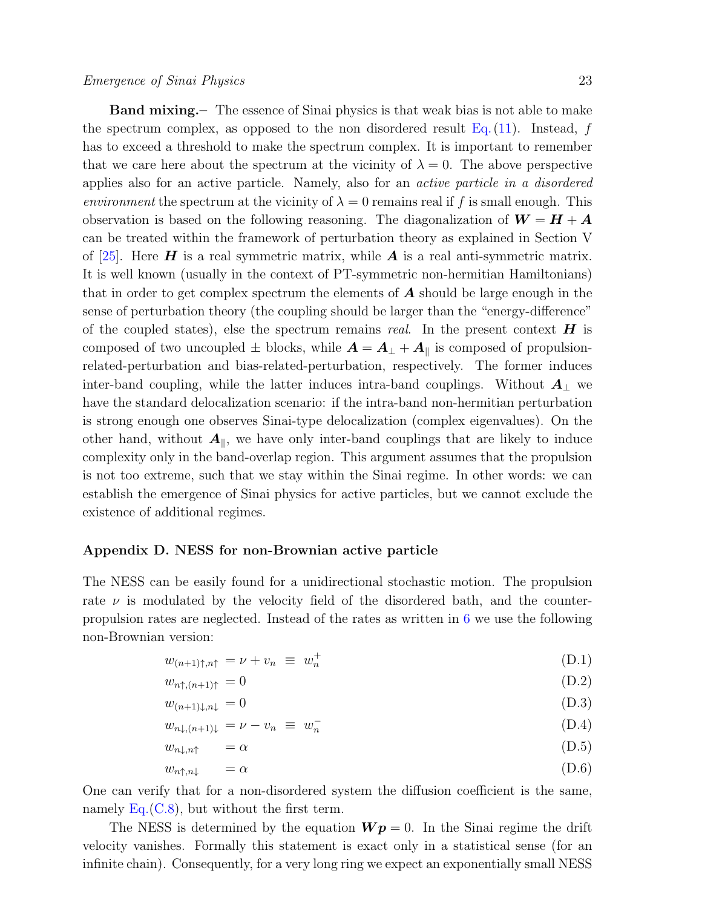**Band mixing.**– The essence of Sinai physics is that weak bias is not able to make the spectrum complex, as opposed to the non disordered result Eq. (11). Instead, $f$ has to exceed a threshold to make the spectrum complex. It is important to remember that we care here about the spectrum at the vicinity of $\lambda = 0$. The above perspective applies also for an active particle. Namely, also for an *active particle in a disordered environment* the spectrum at the vicinity of $\lambda = 0$ remains real if $f$ is small enough. This observation is based on the following reasoning. The diagonalization of $\boldsymbol{W} = \boldsymbol{H} + \boldsymbol{A}$ can be treated within the framework of perturbation theory as explained in Section V of [25]. Here $\boldsymbol{H}$ is a real symmetric matrix, while $\boldsymbol{A}$ is a real anti-symmetric matrix. It is well known (usually in the context of PT-symmetric non-hermitian Hamiltonians) that in order to get complex spectrum the elements of $\boldsymbol{A}$ should be large enough in the sense of perturbation theory (the coupling should be larger than the "energy-difference" of the coupled states), else the spectrum remains *real*. In the present context $\boldsymbol{H}$ is composed of two uncoupled $\pm$ blocks, while $\boldsymbol{A} = \boldsymbol{A}_{\perp} + \boldsymbol{A}_{\parallel}$ is composed of propulsion-related-perturbation and bias-related-perturbation, respectively. The former induces inter-band coupling, while the latter induces intra-band couplings. Without $\boldsymbol{A}_{\perp}$ we have the standard delocalization scenario: if the intra-band non-hermitian perturbation is strong enough one observes Sinai-type delocalization (complex eigenvalues). On the other hand, without $\boldsymbol{A}_{\parallel}$, we have only inter-band couplings that are likely to induce complexity only in the band-overlap region. This argument assumes that the propulsion is not too extreme, such that we stay within the Sinai regime. In other words: we can establish the emergence of Sinai physics for active particles, but we cannot exclude the existence of additional regimes.

## Appendix D. NESS for non-Brownian active particle

The NESS can be easily found for a unidirectional stochastic motion. The propulsion rate $\nu$ is modulated by the velocity field of the disordered bath, and the counter-propulsion rates are neglected. Instead of the rates as written in 6 we use the following non-Brownian version:

$$w_{(n+1)\uparrow,n\uparrow} = \nu + v_n \equiv w_n^+ \tag{D.1}$$

$$w_{n\uparrow,(n+1)\uparrow} = 0 \tag{D.2}$$

$$w_{(n+1)\downarrow,n\downarrow} = 0 \tag{D.3}$$

$$w_{n\downarrow,(n+1)\downarrow} = \nu - v_n \equiv w_n^- \tag{D.4}$$

$$w_{n\downarrow,n\uparrow} = \alpha \tag{D.5}$$

$$w_{n\uparrow,n\downarrow} = \alpha \tag{D.6}$$

One can verify that for a non-disordered system the diffusion coefficient is the same, namely Eq.(C.8), but without the first term.

The NESS is determined by the equation $\boldsymbol{W}\boldsymbol{p} = 0$. In the Sinai regime the drift velocity vanishes. Formally this statement is exact only in a statistical sense (for an infinite chain). Consequently, for a very long ring we expect an exponentially small NESS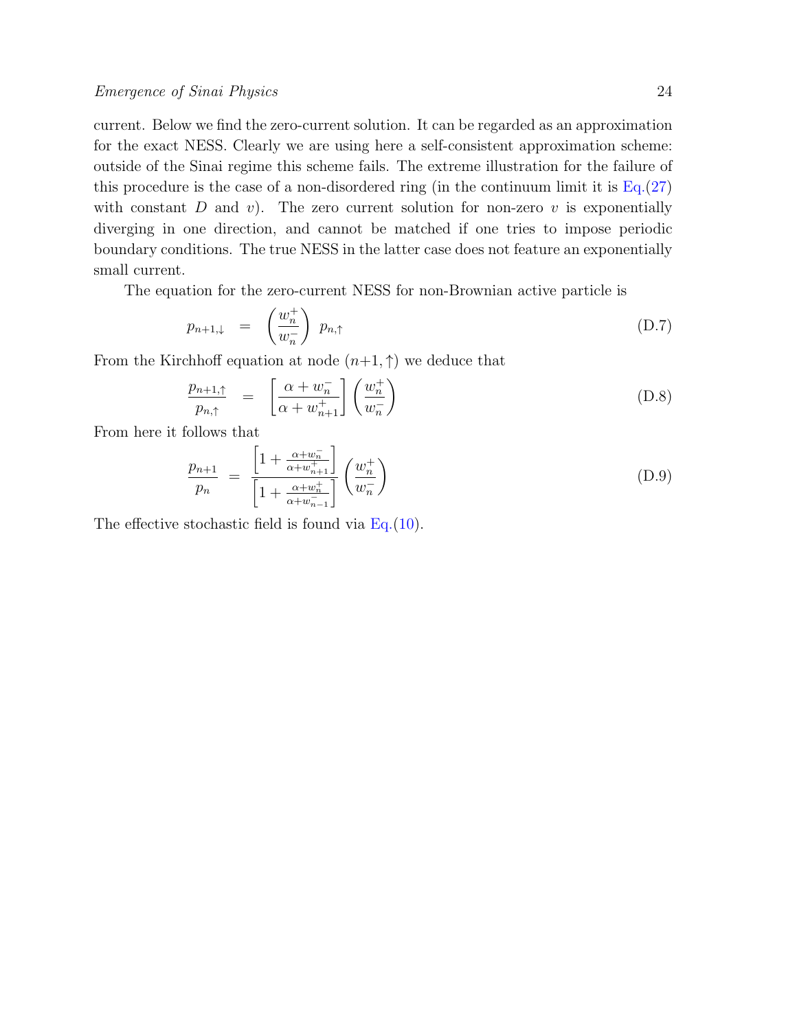current. Below we find the zero-current solution. It can be regarded as an approximation for the exact NESS. Clearly we are using here a self-consistent approximation scheme: outside of the Sinai regime this scheme fails. The extreme illustration for the failure of this procedure is the case of a non-disordered ring (in the continuum limit it is Eq.(27) with constant $D$ and $v$). The zero current solution for non-zero $v$ is exponentially diverging in one direction, and cannot be matched if one tries to impose periodic boundary conditions. The true NESS in the latter case does not feature an exponentially small current.

The equation for the zero-current NESS for non-Brownian active particle is

$$p_{n+1,\downarrow} \;=\; \left(\frac{w_n^+}{w_n^-}\right) \, p_{n,\uparrow} \tag{D.7}$$

From the Kirchhoff equation at node $(n{+}1,\uparrow)$ we deduce that

$$\frac{p_{n+1,\uparrow}}{p_{n,\uparrow}} \;=\; \left[\frac{\alpha + w_n^-}{\alpha + w_{n+1}^+}\right] \left(\frac{w_n^+}{w_n^-}\right) \tag{D.8}$$

From here it follows that

$$\frac{p_{n+1}}{p_n} \;=\; \frac{\left[1 + \frac{\alpha + w_n^-}{\alpha + w_{n+1}^+}\right]}{\left[1 + \frac{\alpha + w_n^+}{\alpha + w_{n-1}^-}\right]} \left(\frac{w_n^+}{w_n^-}\right) \tag{D.9}$$

The effective stochastic field is found via Eq.(10).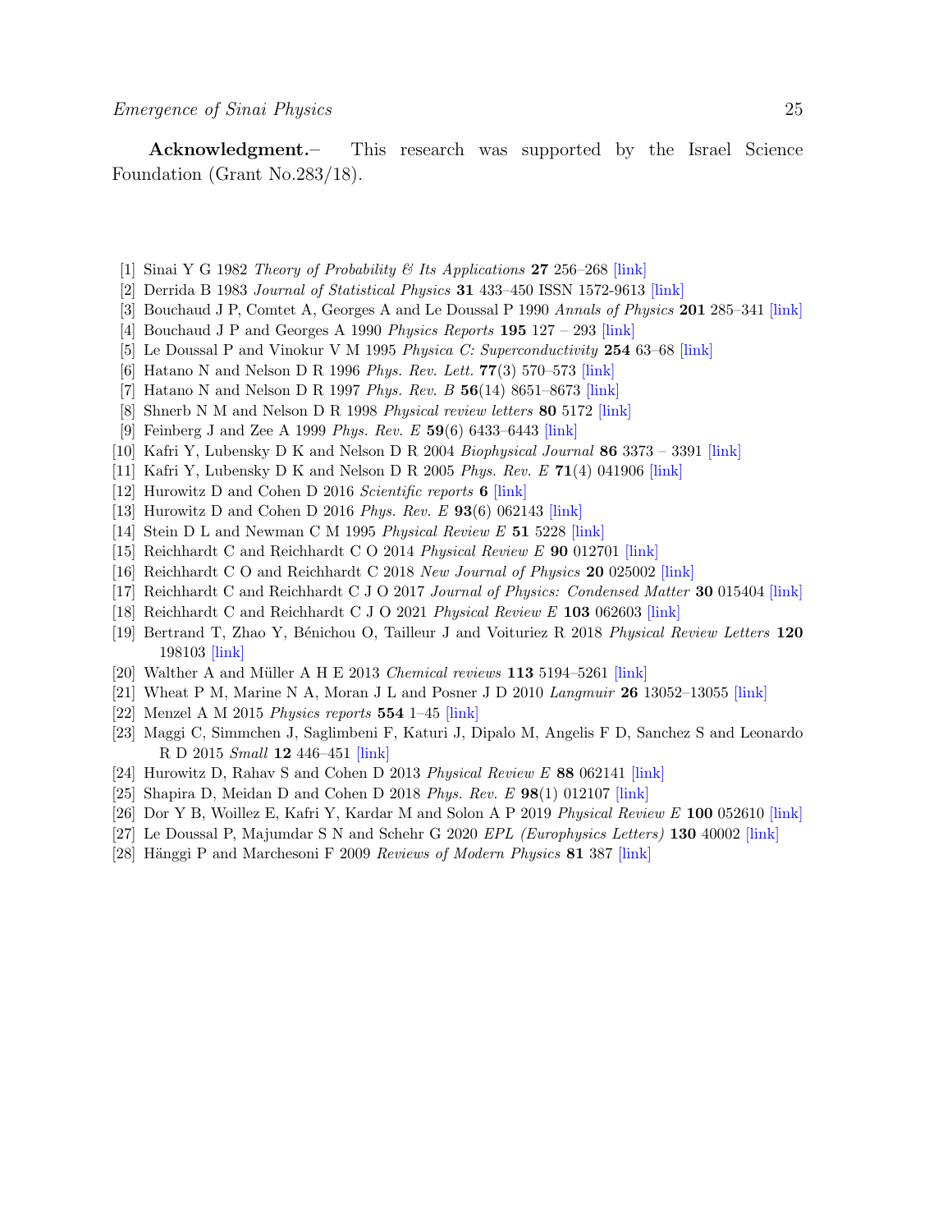**Acknowledgment.**– This research was supported by the Israel Science Foundation (Grant No.283/18).

[1] Sinai Y G 1982 *Theory of Probability & Its Applications* **27** 256–268 [link]

[2] Derrida B 1983 *Journal of Statistical Physics* **31** 433–450 ISSN 1572-9613 [link]

[3] Bouchaud J P, Comtet A, Georges A and Le Doussal P 1990 *Annals of Physics* **201** 285–341 [link]

[4] Bouchaud J P and Georges A 1990 *Physics Reports* **195** 127 – 293 [link]

[5] Le Doussal P and Vinokur V M 1995 *Physica C: Superconductivity* **254** 63–68 [link]

[6] Hatano N and Nelson D R 1996 *Phys. Rev. Lett.* **77**(3) 570–573 [link]

[7] Hatano N and Nelson D R 1997 *Phys. Rev. B* **56**(14) 8651–8673 [link]

[8] Shnerb N M and Nelson D R 1998 *Physical review letters* **80** 5172 [link]

[9] Feinberg J and Zee A 1999 *Phys. Rev. E* **59**(6) 6433–6443 [link]

[10] Kafri Y, Lubensky D K and Nelson D R 2004 *Biophysical Journal* **86** 3373 – 3391 [link]

[11] Kafri Y, Lubensky D K and Nelson D R 2005 *Phys. Rev. E* **71**(4) 041906 [link]

[12] Hurowitz D and Cohen D 2016 *Scientific reports* **6** [link]

[13] Hurowitz D and Cohen D 2016 *Phys. Rev. E* **93**(6) 062143 [link]

[14] Stein D L and Newman C M 1995 *Physical Review E* **51** 5228 [link]

[15] Reichhardt C and Reichhardt C O 2014 *Physical Review E* **90** 012701 [link]

[16] Reichhardt C O and Reichhardt C 2018 *New Journal of Physics* **20** 025002 [link]

[17] Reichhardt C and Reichhardt C J O 2017 *Journal of Physics: Condensed Matter* **30** 015404 [link]

[18] Reichhardt C and Reichhardt C J O 2021 *Physical Review E* **103** 062603 [link]

[19] Bertrand T, Zhao Y, Bénichou O, Tailleur J and Voituriez R 2018 *Physical Review Letters* **120** 198103 [link]

[20] Walther A and Müller A H E 2013 *Chemical reviews* **113** 5194–5261 [link]

[21] Wheat P M, Marine N A, Moran J L and Posner J D 2010 *Langmuir* **26** 13052–13055 [link]

[22] Menzel A M 2015 *Physics reports* **554** 1–45 [link]

[23] Maggi C, Simmchen J, Saglimbeni F, Katuri J, Dipalo M, Angelis F D, Sanchez S and Leonardo R D 2015 *Small* **12** 446–451 [link]

[24] Hurowitz D, Rahav S and Cohen D 2013 *Physical Review E* **88** 062141 [link]

[25] Shapira D, Meidan D and Cohen D 2018 *Phys. Rev. E* **98**(1) 012107 [link]

[26] Dor Y B, Woillez E, Kafri Y, Kardar M and Solon A P 2019 *Physical Review E* **100** 052610 [link]

[27] Le Doussal P, Majumdar S N and Schehr G 2020 *EPL (Europhysics Letters)* **130** 40002 [link]

[28] Hänggi P and Marchesoni F 2009 *Reviews of Modern Physics* **81** 387 [link]